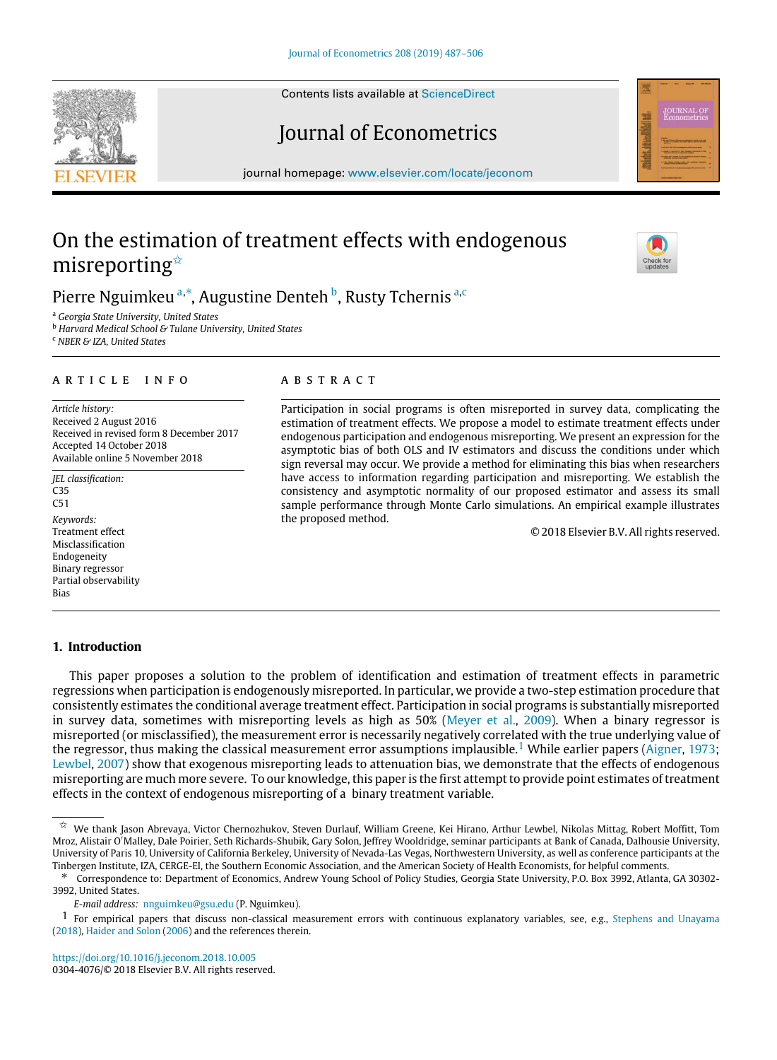# On the estimation of treatment effects with endogenous misreporting[☆]

Pierre Nguimkeu [a,*], Augustine Denteh [b], Rusty Tchernis [a,c]

[a] Georgia State University, United States
[b] Harvard Medical School & Tulane University, United States
[c] NBER & IZA, United States

## ARTICLE INFO

*Article history:*
Received 2 August 2016
Received in revised form 8 December 2017
Accepted 14 October 2018
Available online 5 November 2018

*JEL classification:*
C35
C51

*Keywords:*
Treatment effect
Misclassification
Endogeneity
Binary regressor
Partial observability
Bias

## ABSTRACT

Participation in social programs is often misreported in survey data, complicating the estimation of treatment effects. We propose a model to estimate treatment effects under endogenous participation and endogenous misreporting. We present an expression for the asymptotic bias of both OLS and IV estimators and discuss the conditions under which sign reversal may occur. We provide a method for eliminating this bias when researchers have access to information regarding participation and misreporting. We establish the consistency and asymptotic normality of our proposed estimator and assess its small sample performance through Monte Carlo simulations. An empirical example illustrates the proposed method.

© 2018 Elsevier B.V. All rights reserved.

## 1. Introduction

This paper proposes a solution to the problem of identification and estimation of treatment effects in parametric regressions when participation is endogenously misreported. In particular, we provide a two-step estimation procedure that consistently estimates the conditional average treatment effect. Participation in social programs is substantially misreported in survey data, sometimes with misreporting levels as high as 50% (Meyer et al., 2009). When a binary regressor is misreported (or misclassified), the measurement error is necessarily negatively correlated with the true underlying value of the regressor, thus making the classical measurement error assumptions implausible.[1] While earlier papers (Aigner, 1973; Lewbel, 2007) show that exogenous misreporting leads to attenuation bias, we demonstrate that the effects of endogenous misreporting are much more severe. To our knowledge, this paper is the first attempt to provide point estimates of treatment effects in the context of endogenous misreporting of a binary treatment variable.

---

☆ We thank Jason Abrevaya, Victor Chernozhukov, Steven Durlauf, William Greene, Kei Hirano, Arthur Lewbel, Nikolas Mittag, Robert Moffitt, Tom Mroz, Alistair O'Malley, Dale Poirier, Seth Richards-Shubik, Gary Solon, Jeffrey Wooldridge, seminar participants at Bank of Canada, Dalhousie University, University of Paris 10, University of California Berkeley, University of Nevada-Las Vegas, Northwestern University, as well as conference participants at the Tinbergen Institute, IZA, CERGE-EI, the Southern Economic Association, and the American Society of Health Economists, for helpful comments.

\* Correspondence to: Department of Economics, Andrew Young School of Policy Studies, Georgia State University, P.O. Box 3992, Atlanta, GA 30302-3992, United States.

*E-mail address:* nnguimkeu@gsu.edu (P. Nguimkeu).

[1] For empirical papers that discuss non-classical measurement errors with continuous explanatory variables, see, e.g., Stephens and Unayama (2018), Haider and Solon (2006) and the references therein.

https://doi.org/10.1016/j.jeconom.2018.10.005
0304-4076/© 2018 Elsevier B.V. All rights reserved.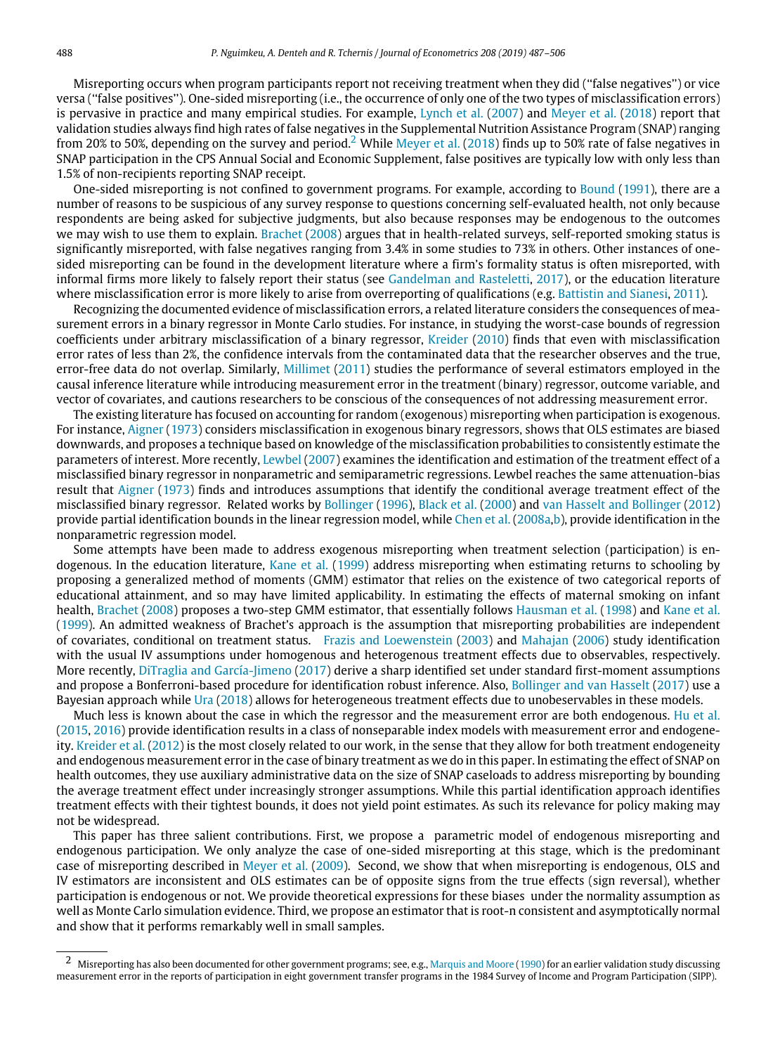Misreporting occurs when program participants report not receiving treatment when they did (''false negatives'') or vice versa (''false positives''). One-sided misreporting (i.e., the occurrence of only one of the two types of misclassification errors) is pervasive in practice and many empirical studies. For example, Lynch et al. (2007) and Meyer et al. (2018) report that validation studies always find high rates of false negatives in the Supplemental Nutrition Assistance Program (SNAP) ranging from 20% to 50%, depending on the survey and period.[2] While Meyer et al. (2018) finds up to 50% rate of false negatives in SNAP participation in the CPS Annual Social and Economic Supplement, false positives are typically low with only less than 1.5% of non-recipients reporting SNAP receipt.

One-sided misreporting is not confined to government programs. For example, according to Bound (1991), there are a number of reasons to be suspicious of any survey response to questions concerning self-evaluated health, not only because respondents are being asked for subjective judgments, but also because responses may be endogenous to the outcomes we may wish to use them to explain. Brachet (2008) argues that in health-related surveys, self-reported smoking status is significantly misreported, with false negatives ranging from 3.4% in some studies to 73% in others. Other instances of one-sided misreporting can be found in the development literature where a firm's formality status is often misreported, with informal firms more likely to falsely report their status (see Gandelman and Rasteletti, 2017), or the education literature where misclassification error is more likely to arise from overreporting of qualifications (e.g. Battistin and Sianesi, 2011).

Recognizing the documented evidence of misclassification errors, a related literature considers the consequences of measurement errors in a binary regressor in Monte Carlo studies. For instance, in studying the worst-case bounds of regression coefficients under arbitrary misclassification of a binary regressor, Kreider (2010) finds that even with misclassification error rates of less than 2%, the confidence intervals from the contaminated data that the researcher observes and the true, error-free data do not overlap. Similarly, Millimet (2011) studies the performance of several estimators employed in the causal inference literature while introducing measurement error in the treatment (binary) regressor, outcome variable, and vector of covariates, and cautions researchers to be conscious of the consequences of not addressing measurement error.

The existing literature has focused on accounting for random (exogenous) misreporting when participation is exogenous. For instance, Aigner (1973) considers misclassification in exogenous binary regressors, shows that OLS estimates are biased downwards, and proposes a technique based on knowledge of the misclassification probabilities to consistently estimate the parameters of interest. More recently, Lewbel (2007) examines the identification and estimation of the treatment effect of a misclassified binary regressor in nonparametric and semiparametric regressions. Lewbel reaches the same attenuation-bias result that Aigner (1973) finds and introduces assumptions that identify the conditional average treatment effect of the misclassified binary regressor. Related works by Bollinger (1996), Black et al. (2000) and van Hasselt and Bollinger (2012) provide partial identification bounds in the linear regression model, while Chen et al. (2008a,b), provide identification in the nonparametric regression model.

Some attempts have been made to address exogenous misreporting when treatment selection (participation) is endogenous. In the education literature, Kane et al. (1999) address misreporting when estimating returns to schooling by proposing a generalized method of moments (GMM) estimator that relies on the existence of two categorical reports of educational attainment, and so may have limited applicability. In estimating the effects of maternal smoking on infant health, Brachet (2008) proposes a two-step GMM estimator, that essentially follows Hausman et al. (1998) and Kane et al. (1999). An admitted weakness of Brachet's approach is the assumption that misreporting probabilities are independent of covariates, conditional on treatment status. Frazis and Loewenstein (2003) and Mahajan (2006) study identification with the usual IV assumptions under homogenous and heterogenous treatment effects due to observables, respectively. More recently, DiTraglia and García-Jimeno (2017) derive a sharp identified set under standard first-moment assumptions and propose a Bonferroni-based procedure for identification robust inference. Also, Bollinger and van Hasselt (2017) use a Bayesian approach while Ura (2018) allows for heterogeneous treatment effects due to unobeservables in these models.

Much less is known about the case in which the regressor and the measurement error are both endogenous. Hu et al. (2015, 2016) provide identification results in a class of nonseparable index models with measurement error and endogeneity. Kreider et al. (2012) is the most closely related to our work, in the sense that they allow for both treatment endogeneity and endogenous measurement error in the case of binary treatment as we do in this paper. In estimating the effect of SNAP on health outcomes, they use auxiliary administrative data on the size of SNAP caseloads to address misreporting by bounding the average treatment effect under increasingly stronger assumptions. While this partial identification approach identifies treatment effects with their tightest bounds, it does not yield point estimates. As such its relevance for policy making may not be widespread.

This paper has three salient contributions. First, we propose a parametric model of endogenous misreporting and endogenous participation. We only analyze the case of one-sided misreporting at this stage, which is the predominant case of misreporting described in Meyer et al. (2009). Second, we show that when misreporting is endogenous, OLS and IV estimators are inconsistent and OLS estimates can be of opposite signs from the true effects (sign reversal), whether participation is endogenous or not. We provide theoretical expressions for these biases under the normality assumption as well as Monte Carlo simulation evidence. Third, we propose an estimator that is root-n consistent and asymptotically normal and show that it performs remarkably well in small samples.

[2] Misreporting has also been documented for other government programs; see, e.g., Marquis and Moore (1990) for an earlier validation study discussing measurement error in the reports of participation in eight government transfer programs in the 1984 Survey of Income and Program Participation (SIPP).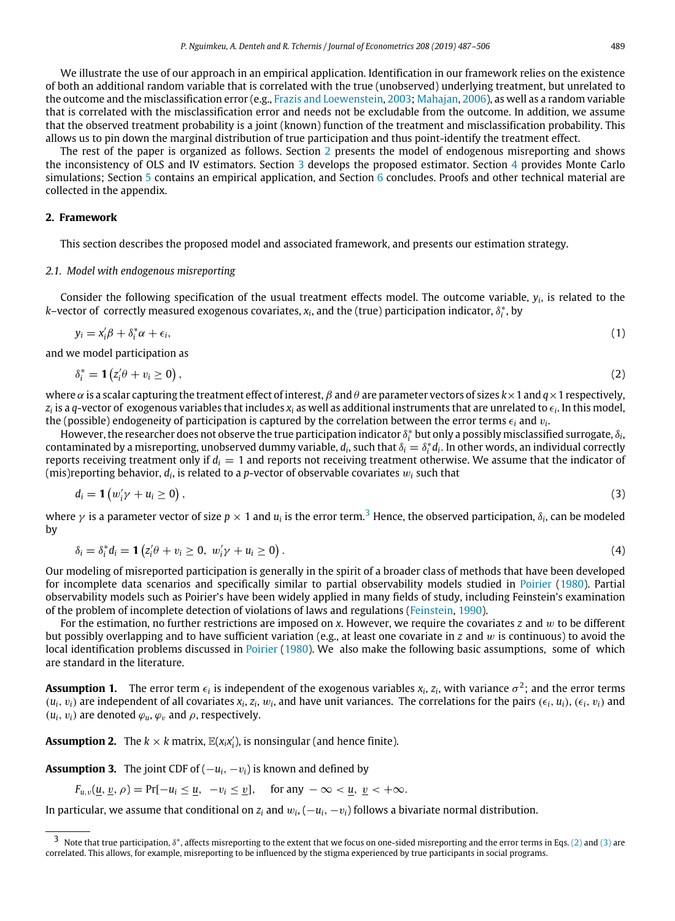We illustrate the use of our approach in an empirical application. Identification in our framework relies on the existence of both an additional random variable that is correlated with the true (unobserved) underlying treatment, but unrelated to the outcome and the misclassification error (e.g., Frazis and Loewenstein, 2003; Mahajan, 2006), as well as a random variable that is correlated with the misclassification error and needs not be excludable from the outcome. In addition, we assume that the observed treatment probability is a joint (known) function of the treatment and misclassification probability. This allows us to pin down the marginal distribution of true participation and thus point-identify the treatment effect.

The rest of the paper is organized as follows. Section 2 presents the model of endogenous misreporting and shows the inconsistency of OLS and IV estimators. Section 3 develops the proposed estimator. Section 4 provides Monte Carlo simulations; Section 5 contains an empirical application, and Section 6 concludes. Proofs and other technical material are collected in the appendix.

## 2. Framework

This section describes the proposed model and associated framework, and presents our estimation strategy.

### 2.1. Model with endogenous misreporting

Consider the following specification of the usual treatment effects model. The outcome variable, $y_i$, is related to the $k$–vector of correctly measured exogenous covariates, $x_i$, and the (true) participation indicator, $\delta_i^*$, by

$$y_i = x_i'\beta + \delta_i^*\alpha + \epsilon_i, \tag{1}$$

and we model participation as

$$\delta_i^* = \mathbf{1}\left(z_i'\theta + v_i \geq 0\right), \tag{2}$$

where $\alpha$ is a scalar capturing the treatment effect of interest, $\beta$ and $\theta$ are parameter vectors of sizes $k \times 1$ and $q \times 1$ respectively, $z_i$ is a $q$-vector of exogenous variables that includes $x_i$ as well as additional instruments that are unrelated to $\epsilon_i$. In this model, the (possible) endogeneity of participation is captured by the correlation between the error terms $\epsilon_i$ and $v_i$.

However, the researcher does not observe the true participation indicator $\delta_i^*$ but only a possibly misclassified surrogate, $\delta_i$, contaminated by a misreporting, unobserved dummy variable, $d_i$, such that $\delta_i = \delta_i^* d_i$. In other words, an individual correctly reports receiving treatment only if $d_i = 1$ and reports not receiving treatment otherwise. We assume that the indicator of (mis)reporting behavior, $d_i$, is related to a $p$-vector of observable covariates $w_i$ such that

$$d_i = \mathbf{1}\left(w_i'\gamma + u_i \geq 0\right), \tag{3}$$

where $\gamma$ is a parameter vector of size $p \times 1$ and $u_i$ is the error term.[3] Hence, the observed participation, $\delta_i$, can be modeled by

$$\delta_i = \delta_i^* d_i = \mathbf{1}\left(z_i'\theta + v_i \geq 0,\ w_i'\gamma + u_i \geq 0\right). \tag{4}$$

Our modeling of misreported participation is generally in the spirit of a broader class of methods that have been developed for incomplete data scenarios and specifically similar to partial observability models studied in Poirier (1980). Partial observability models such as Poirier's have been widely applied in many fields of study, including Feinstein's examination of the problem of incomplete detection of violations of laws and regulations (Feinstein, 1990).

For the estimation, no further restrictions are imposed on $x$. However, we require the covariates $z$ and $w$ to be different but possibly overlapping and to have sufficient variation (e.g., at least one covariate in $z$ and $w$ is continuous) to avoid the local identification problems discussed in Poirier (1980). We also make the following basic assumptions, some of which are standard in the literature.

**Assumption 1.** The error term $\epsilon_i$ is independent of the exogenous variables $x_i$, $z_i$, with variance $\sigma^2$; and the error terms $(u_i, v_i)$ are independent of all covariates $x_i$, $z_i$, $w_i$, and have unit variances. The correlations for the pairs $(\epsilon_i, u_i)$, $(\epsilon_i, v_i)$ and $(u_i, v_i)$ are denoted $\varphi_u$, $\varphi_v$ and $\rho$, respectively.

**Assumption 2.** The $k \times k$ matrix, $\mathbb{E}(x_i x_i')$, is nonsingular (and hence finite).

**Assumption 3.** The joint CDF of $(-u_i, -v_i)$ is known and defined by

$$F_{u,v}(\underline{u}, \underline{v}, \rho) = \Pr[-u_i \leq \underline{u},\ -v_i \leq \underline{v}], \quad \text{for any } -\infty < \underline{u},\ \underline{v} < +\infty.$$

In particular, we assume that conditional on $z_i$ and $w_i$, $(-u_i, -v_i)$ follows a bivariate normal distribution.

[3] Note that true participation, $\delta^*$, affects misreporting to the extent that we focus on one-sided misreporting and the error terms in Eqs. (2) and (3) are correlated. This allows, for example, misreporting to be influenced by the stigma experienced by true participants in social programs.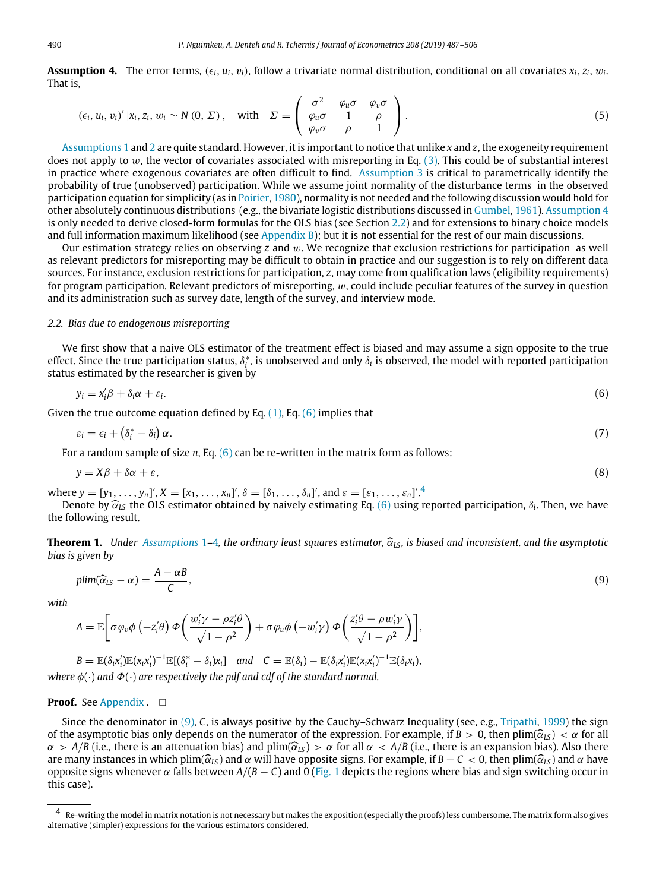**Assumption 4.** The error terms, $(\epsilon_i, u_i, v_i)$, follow a trivariate normal distribution, conditional on all covariates $x_i, z_i, w_i$. That is,

$$(\epsilon_i, u_i, v_i)' | x_i, z_i, w_i \sim N(0, \Sigma), \quad \text{with} \quad \Sigma = \begin{pmatrix} \sigma^2 & \varphi_u \sigma & \varphi_v \sigma \\ \varphi_u \sigma & 1 & \rho \\ \varphi_v \sigma & \rho & 1 \end{pmatrix}. \tag{5}$$

Assumptions 1 and 2 are quite standard. However, it is important to notice that unlike $x$ and $z$, the exogeneity requirement does not apply to $w$, the vector of covariates associated with misreporting in Eq. (3). This could be of substantial interest in practice where exogenous covariates are often difficult to find. Assumption 3 is critical to parametrically identify the probability of true (unobserved) participation. While we assume joint normality of the disturbance terms in the observed participation equation for simplicity (as in Poirier, 1980), normality is not needed and the following discussion would hold for other absolutely continuous distributions (e.g., the bivariate logistic distributions discussed in Gumbel, 1961). Assumption 4 is only needed to derive closed-form formulas for the OLS bias (see Section 2.2) and for extensions to binary choice models and full information maximum likelihood (see Appendix B); but it is not essential for the rest of our main discussions.

Our estimation strategy relies on observing $z$ and $w$. We recognize that exclusion restrictions for participation as well as relevant predictors for misreporting may be difficult to obtain in practice and our suggestion is to rely on different data sources. For instance, exclusion restrictions for participation, $z$, may come from qualification laws (eligibility requirements) for program participation. Relevant predictors of misreporting, $w$, could include peculiar features of the survey in question and its administration such as survey date, length of the survey, and interview mode.

### 2.2. Bias due to endogenous misreporting

We first show that a naive OLS estimator of the treatment effect is biased and may assume a sign opposite to the true effect. Since the true participation status, $\delta_i^*$, is unobserved and only $\delta_i$ is observed, the model with reported participation status estimated by the researcher is given by

$$y_i = x_i'\beta + \delta_i \alpha + \varepsilon_i. \tag{6}$$

Given the true outcome equation defined by Eq. (1), Eq. (6) implies that

$$\varepsilon_i = \epsilon_i + \left(\delta_i^* - \delta_i\right)\alpha. \tag{7}$$

For a random sample of size $n$, Eq. (6) can be re-written in the matrix form as follows:

$$y = X\beta + \delta\alpha + \varepsilon, \tag{8}$$

where $y = [y_1, \ldots, y_n]'$, $X = [x_1, \ldots, x_n]'$, $\delta = [\delta_1, \ldots, \delta_n]'$, and $\varepsilon = [\varepsilon_1, \ldots, \varepsilon_n]'$.[4]

Denote by $\widehat{\alpha}_{LS}$ the OLS estimator obtained by naively estimating Eq. (6) using reported participation, $\delta_i$. Then, we have the following result.

**Theorem 1.** *Under Assumptions 1–4, the ordinary least squares estimator, $\widehat{\alpha}_{LS}$, is biased and inconsistent, and the asymptotic bias is given by*

$$plim(\widehat{\alpha}_{LS} - \alpha) = \frac{A - \alpha B}{C}, \tag{9}$$

*with*

$$A = \mathbb{E}\left[\sigma\varphi_v\phi\left(-z_i'\theta\right)\Phi\left(\frac{w_i'\gamma - \rho z_i'\theta}{\sqrt{1-\rho^2}}\right) + \sigma\varphi_u\phi\left(-w_i'\gamma\right)\Phi\left(\frac{z_i'\theta - \rho w_i'\gamma}{\sqrt{1-\rho^2}}\right)\right],$$

$$B = \mathbb{E}(\delta_i x_i')\mathbb{E}(x_i x_i')^{-1}\mathbb{E}[(\delta_i^* - \delta_i)x_i] \quad \text{and} \quad C = \mathbb{E}(\delta_i) - \mathbb{E}(\delta_i x_i')\mathbb{E}(x_i x_i')^{-1}\mathbb{E}(\delta_i x_i),$$

*where $\phi(\cdot)$ and $\Phi(\cdot)$ are respectively the pdf and cdf of the standard normal.*

**Proof.** See Appendix . □

Since the denominator in (9), $C$, is always positive by the Cauchy–Schwarz Inequality (see, e.g., Tripathi, 1999) the sign of the asymptotic bias only depends on the numerator of the expression. For example, if $B > 0$, then $plim(\widehat{\alpha}_{LS}) < \alpha$ for all $\alpha > A/B$ (i.e., there is an attenuation bias) and $plim(\widehat{\alpha}_{LS}) > \alpha$ for all $\alpha < A/B$ (i.e., there is an expansion bias). Also there are many instances in which $plim(\widehat{\alpha}_{LS})$ and $\alpha$ will have opposite signs. For example, if $B - C < 0$, then $plim(\widehat{\alpha}_{LS})$ and $\alpha$ have opposite signs whenever $\alpha$ falls between $A/(B-C)$ and 0 (Fig. 1 depicts the regions where bias and sign switching occur in this case).

[4] Re-writing the model in matrix notation is not necessary but makes the exposition (especially the proofs) less cumbersome. The matrix form also gives alternative (simpler) expressions for the various estimators considered.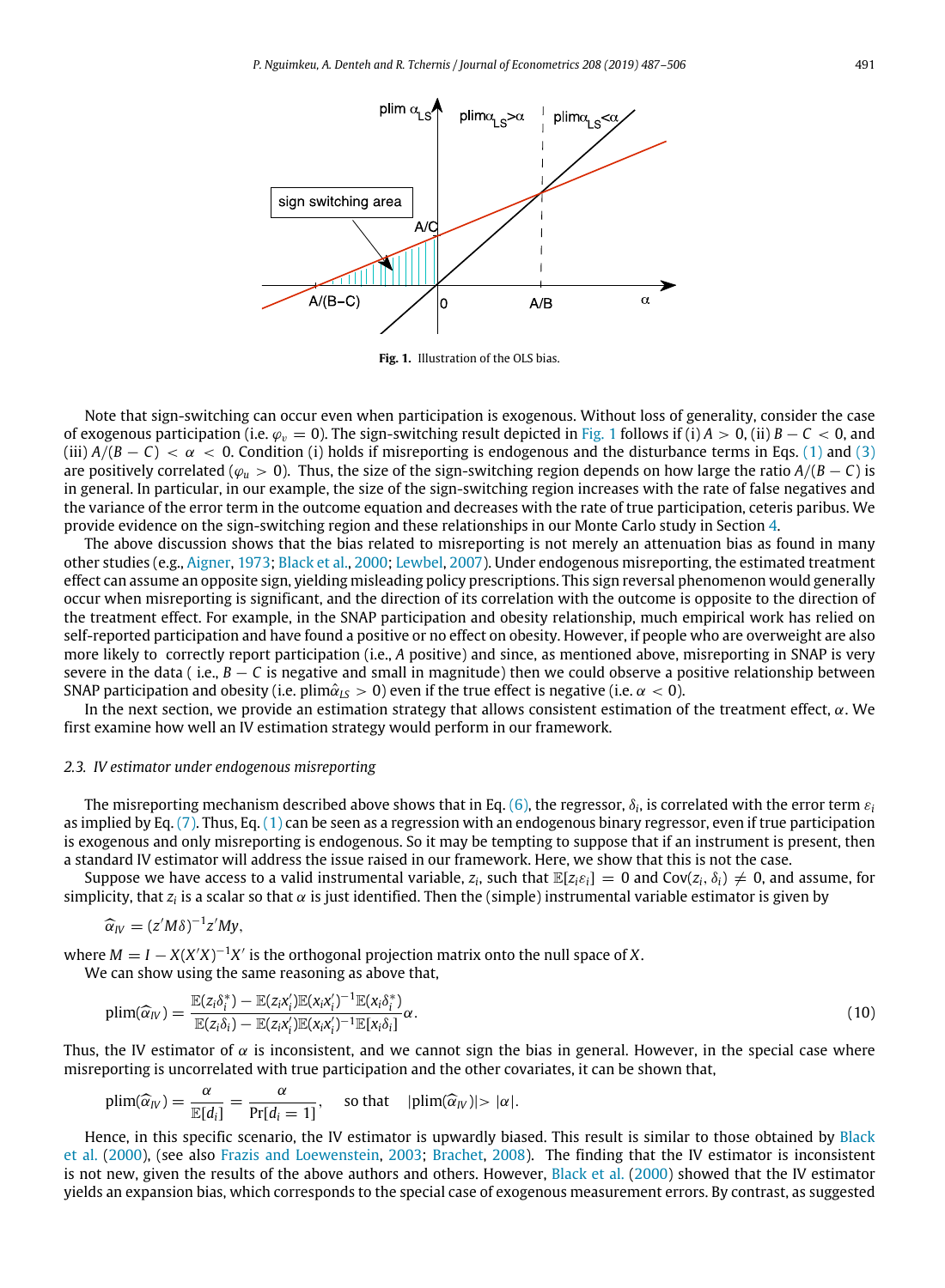**Fig. 1.** Illustration of the OLS bias.

Note that sign-switching can occur even when participation is exogenous. Without loss of generality, consider the case of exogenous participation (i.e. $\varphi_v = 0$). The sign-switching result depicted in Fig. 1 follows if (i) $A > 0$, (ii) $B - C < 0$, and (iii) $A/(B - C) < \alpha < 0$. Condition (i) holds if misreporting is endogenous and the disturbance terms in Eqs. (1) and (3) are positively correlated ($\varphi_u > 0$). Thus, the size of the sign-switching region depends on how large the ratio $A/(B - C)$ is in general. In particular, in our example, the size of the sign-switching region increases with the rate of false negatives and the variance of the error term in the outcome equation and decreases with the rate of true participation, ceteris paribus. We provide evidence on the sign-switching region and these relationships in our Monte Carlo study in Section 4.

The above discussion shows that the bias related to misreporting is not merely an attenuation bias as found in many other studies (e.g., Aigner, 1973; Black et al., 2000; Lewbel, 2007). Under endogenous misreporting, the estimated treatment effect can assume an opposite sign, yielding misleading policy prescriptions. This sign reversal phenomenon would generally occur when misreporting is significant, and the direction of its correlation with the outcome is opposite to the direction of the treatment effect. For example, in the SNAP participation and obesity relationship, much empirical work has relied on self-reported participation and have found a positive or no effect on obesity. However, if people who are overweight are also more likely to correctly report participation (i.e., $A$ positive) and since, as mentioned above, misreporting in SNAP is very severe in the data ( i.e., $B - C$ is negative and small in magnitude) then we could observe a positive relationship between SNAP participation and obesity (i.e. $\text{plim}\hat{\alpha}_{LS} > 0$) even if the true effect is negative (i.e. $\alpha < 0$).

In the next section, we provide an estimation strategy that allows consistent estimation of the treatment effect, $\alpha$. We first examine how well an IV estimation strategy would perform in our framework.

### 2.3. IV estimator under endogenous misreporting

The misreporting mechanism described above shows that in Eq. (6), the regressor, $\delta_i$, is correlated with the error term $\varepsilon_i$ as implied by Eq. (7). Thus, Eq. (1) can be seen as a regression with an endogenous binary regressor, even if true participation is exogenous and only misreporting is endogenous. So it may be tempting to suppose that if an instrument is present, then a standard IV estimator will address the issue raised in our framework. Here, we show that this is not the case.

Suppose we have access to a valid instrumental variable, $z_i$, such that $\mathbb{E}[z_i\varepsilon_i] = 0$ and $\text{Cov}(z_i, \delta_i) \neq 0$, and assume, for simplicity, that $z_i$ is a scalar so that $\alpha$ is just identified. Then the (simple) instrumental variable estimator is given by

$$\widehat{\alpha}_{IV} = (z'M\delta)^{-1}z'My,$$

where $M = I - X(X'X)^{-1}X'$ is the orthogonal projection matrix onto the null space of $X$.

We can show using the same reasoning as above that,

$$\text{plim}(\widehat{\alpha}_{IV}) = \frac{\mathbb{E}(z_i\delta_i^*) - \mathbb{E}(z_ix_i')\mathbb{E}(x_ix_i')^{-1}\mathbb{E}(x_i\delta_i^*)}{\mathbb{E}(z_i\delta_i) - \mathbb{E}(z_ix_i')\mathbb{E}(x_ix_i')^{-1}\mathbb{E}[x_i\delta_i]}\alpha. \tag{10}$$

Thus, the IV estimator of $\alpha$ is inconsistent, and we cannot sign the bias in general. However, in the special case where misreporting is uncorrelated with true participation and the other covariates, it can be shown that,

$$\text{plim}(\widehat{\alpha}_{IV}) = \frac{\alpha}{\mathbb{E}[d_i]} = \frac{\alpha}{\Pr[d_i = 1]}, \quad \text{so that} \quad |\text{plim}(\widehat{\alpha}_{IV})| > |\alpha|.$$

Hence, in this specific scenario, the IV estimator is upwardly biased. This result is similar to those obtained by Black et al. (2000), (see also Frazis and Loewenstein, 2003; Brachet, 2008). The finding that the IV estimator is inconsistent is not new, given the results of the above authors and others. However, Black et al. (2000) showed that the IV estimator yields an expansion bias, which corresponds to the special case of exogenous measurement errors. By contrast, as suggested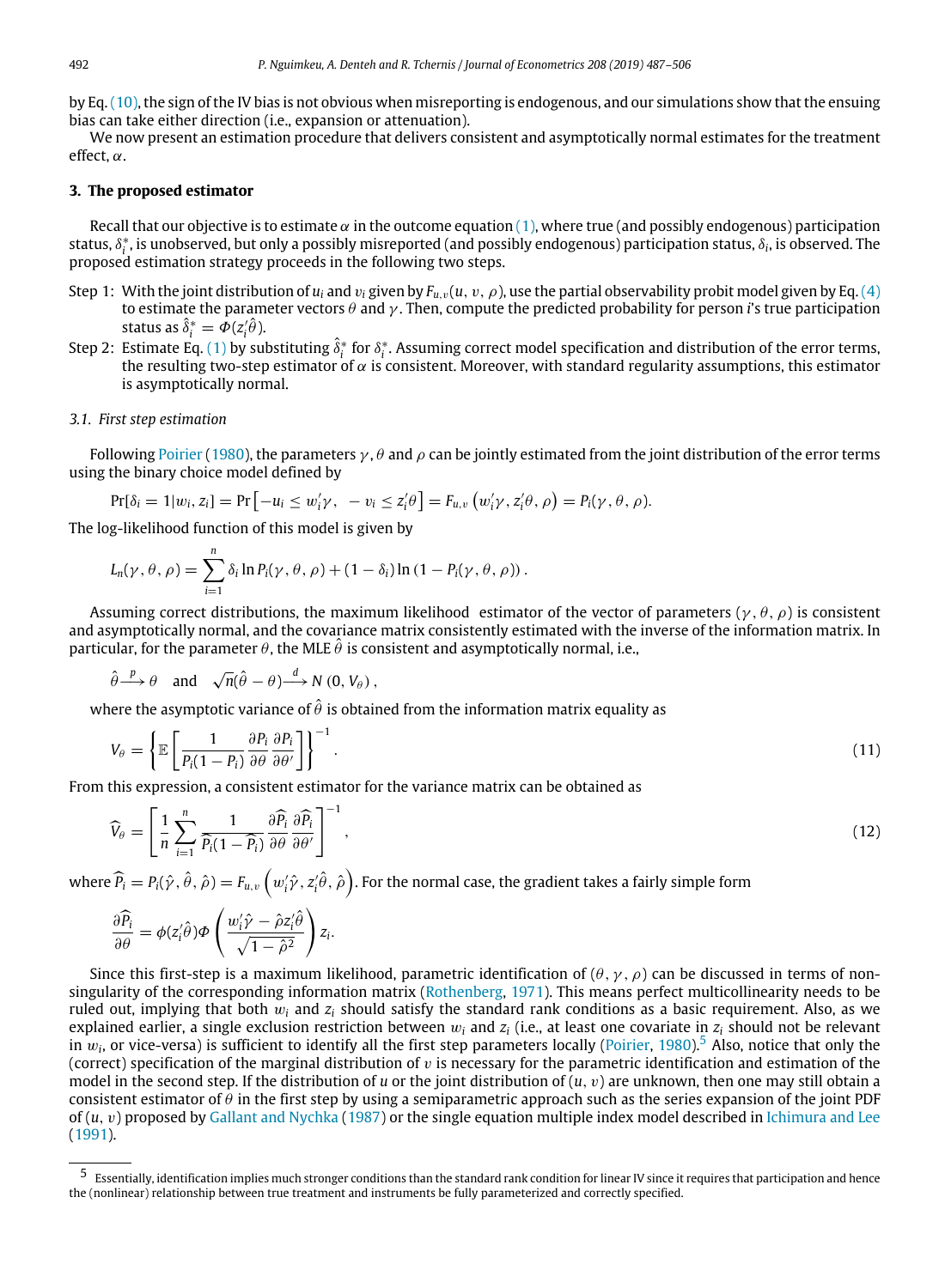by Eq. (10), the sign of the IV bias is not obvious when misreporting is endogenous, and our simulations show that the ensuing bias can take either direction (i.e., expansion or attenuation).

We now present an estimation procedure that delivers consistent and asymptotically normal estimates for the treatment effect, $\alpha$.

## 3. The proposed estimator

Recall that our objective is to estimate $\alpha$ in the outcome equation (1), where true (and possibly endogenous) participation status, $\delta_i^*$, is unobserved, but only a possibly misreported (and possibly endogenous) participation status, $\delta_i$, is observed. The proposed estimation strategy proceeds in the following two steps.

- Step 1: With the joint distribution of $u_i$ and $v_i$ given by $F_{u,v}(u, v, \rho)$, use the partial observability probit model given by Eq. (4) to estimate the parameter vectors $\theta$ and $\gamma$. Then, compute the predicted probability for person $i$'s true participation status as $\hat{\delta}_i^* = \Phi(z_i'\hat{\theta})$.
- Step 2: Estimate Eq. (1) by substituting $\hat{\delta}_i^*$ for $\delta_i^*$. Assuming correct model specification and distribution of the error terms, the resulting two-step estimator of $\alpha$ is consistent. Moreover, with standard regularity assumptions, this estimator is asymptotically normal.

### 3.1. First step estimation

Following Poirier (1980), the parameters $\gamma, \theta$ and $\rho$ can be jointly estimated from the joint distribution of the error terms using the binary choice model defined by

$$\Pr[\delta_i = 1|w_i, z_i] = \Pr\left[-u_i \le w_i'\gamma,\ -v_i \le z_i'\theta\right] = F_{u,v}\left(w_i'\gamma, z_i'\theta, \rho\right) = P_i(\gamma, \theta, \rho).$$

The log-likelihood function of this model is given by

$$L_n(\gamma, \theta, \rho) = \sum_{i=1}^{n} \delta_i \ln P_i(\gamma, \theta, \rho) + (1 - \delta_i) \ln\left(1 - P_i(\gamma, \theta, \rho)\right).$$

Assuming correct distributions, the maximum likelihood estimator of the vector of parameters $(\gamma, \theta, \rho)$ is consistent and asymptotically normal, and the covariance matrix consistently estimated with the inverse of the information matrix. In particular, for the parameter $\theta$, the MLE $\hat{\theta}$ is consistent and asymptotically normal, i.e.,

$$\hat{\theta} \xrightarrow{p} \theta \quad \text{and} \quad \sqrt{n}(\hat{\theta} - \theta) \xrightarrow{d} N\left(0, V_\theta\right),$$

where the asymptotic variance of $\hat{\theta}$ is obtained from the information matrix equality as

$$V_\theta = \left\{\mathbb{E}\left[\frac{1}{P_i(1 - P_i)} \frac{\partial P_i}{\partial \theta} \frac{\partial P_i}{\partial \theta'}\right]\right\}^{-1}. \tag{11}$$

From this expression, a consistent estimator for the variance matrix can be obtained as

$$\widehat{V}_\theta = \left[\frac{1}{n}\sum_{i=1}^{n} \frac{1}{\widehat{P}_i(1 - \widehat{P}_i)} \frac{\partial \widehat{P}_i}{\partial \theta} \frac{\partial \widehat{P}_i}{\partial \theta'}\right]^{-1}, \tag{12}$$

where $\widehat{P}_i = P_i(\hat{\gamma}, \hat{\theta}, \hat{\rho}) = F_{u,v}\left(w_i'\hat{\gamma}, z_i'\hat{\theta}, \hat{\rho}\right)$. For the normal case, the gradient takes a fairly simple form

$$\frac{\partial \widehat{P}_i}{\partial \theta} = \phi(z_i'\hat{\theta})\Phi\left(\frac{w_i'\hat{\gamma} - \hat{\rho} z_i'\hat{\theta}}{\sqrt{1 - \hat{\rho}^2}}\right) z_i.$$

Since this first-step is a maximum likelihood, parametric identification of $(\theta, \gamma, \rho)$ can be discussed in terms of non-singularity of the corresponding information matrix (Rothenberg, 1971). This means perfect multicollinearity needs to be ruled out, implying that both $w_i$ and $z_i$ should satisfy the standard rank conditions as a basic requirement. Also, as we explained earlier, a single exclusion restriction between $w_i$ and $z_i$ (i.e., at least one covariate in $z_i$ should not be relevant in $w_i$, or vice-versa) is sufficient to identify all the first step parameters locally (Poirier, 1980).[5] Also, notice that only the (correct) specification of the marginal distribution of $v$ is necessary for the parametric identification and estimation of the model in the second step. If the distribution of $u$ or the joint distribution of $(u, v)$ are unknown, then one may still obtain a consistent estimator of $\theta$ in the first step by using a semiparametric approach such as the series expansion of the joint PDF of $(u, v)$ proposed by Gallant and Nychka (1987) or the single equation multiple index model described in Ichimura and Lee (1991).

[5] Essentially, identification implies much stronger conditions than the standard rank condition for linear IV since it requires that participation and hence the (nonlinear) relationship between true treatment and instruments be fully parameterized and correctly specified.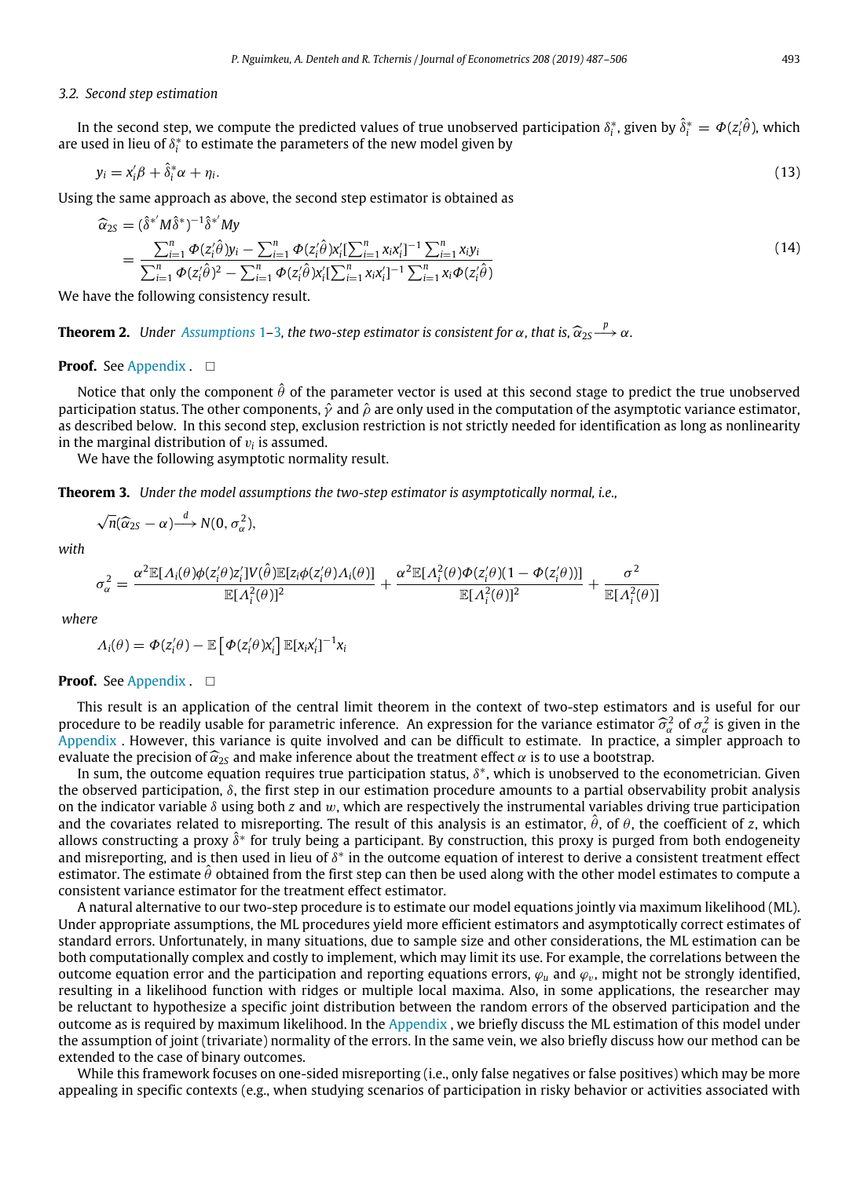### 3.2. Second step estimation

In the second step, we compute the predicted values of true unobserved participation $\delta_i^*$, given by $\hat{\delta}_i^* = \Phi(z_i'\hat{\theta})$, which are used in lieu of $\delta_i^*$ to estimate the parameters of the new model given by

$$y_i = x_i'\beta + \hat{\delta}_i^*\alpha + \eta_i. \tag{13}$$

Using the same approach as above, the second step estimator is obtained as

$$\begin{aligned}\widehat{\alpha}_{2S} &= (\hat{\delta}^{*'}M\hat{\delta}^*)^{-1}\hat{\delta}^{*'}My \\ &= \frac{\sum_{i=1}^n \Phi(z_i'\hat{\theta})y_i - \sum_{i=1}^n \Phi(z_i'\hat{\theta})x_i'[\sum_{i=1}^n x_ix_i']^{-1}\sum_{i=1}^n x_iy_i}{\sum_{i=1}^n \Phi(z_i'\hat{\theta})^2 - \sum_{i=1}^n \Phi(z_i'\hat{\theta})x_i'[\sum_{i=1}^n x_ix_i']^{-1}\sum_{i=1}^n x_i\Phi(z_i'\hat{\theta})}\end{aligned} \tag{14}$$

We have the following consistency result.

**Theorem 2.** *Under Assumptions 1–3, the two-step estimator is consistent for $\alpha$, that is, $\widehat{\alpha}_{2S} \xrightarrow{p} \alpha$.*

**Proof.** See Appendix. □

Notice that only the component $\hat{\theta}$ of the parameter vector is used at this second stage to predict the true unobserved participation status. The other components, $\hat{\gamma}$ and $\hat{\rho}$ are only used in the computation of the asymptotic variance estimator, as described below. In this second step, exclusion restriction is not strictly needed for identification as long as nonlinearity in the marginal distribution of $v_i$ is assumed.

We have the following asymptotic normality result.

**Theorem 3.** *Under the model assumptions the two-step estimator is asymptotically normal, i.e.,*

$$\sqrt{n}(\widehat{\alpha}_{2S} - \alpha) \xrightarrow{d} N(0, \sigma_\alpha^2),$$

*with*

$$\sigma_\alpha^2 = \frac{\alpha^2\mathbb{E}[\Lambda_i(\theta)\phi(z_i'\theta)z_i']V(\hat{\theta})\mathbb{E}[z_i\phi(z_i'\theta)\Lambda_i(\theta)]}{\mathbb{E}[\Lambda_i^2(\theta)]^2} + \frac{\alpha^2\mathbb{E}[\Lambda_i^2(\theta)\Phi(z_i'\theta)(1-\Phi(z_i'\theta))]}{\mathbb{E}[\Lambda_i^2(\theta)]^2} + \frac{\sigma^2}{\mathbb{E}[\Lambda_i^2(\theta)]}$$

*where*

$$\Lambda_i(\theta) = \Phi(z_i'\theta) - \mathbb{E}\left[\Phi(z_i'\theta)x_i'\right]\mathbb{E}[x_ix_i']^{-1}x_i$$

**Proof.** See Appendix. □

This result is an application of the central limit theorem in the context of two-step estimators and is useful for our procedure to be readily usable for parametric inference. An expression for the variance estimator $\widehat{\sigma}_\alpha^2$ of $\sigma_\alpha^2$ is given in the Appendix. However, this variance is quite involved and can be difficult to estimate. In practice, a simpler approach to evaluate the precision of $\widehat{\alpha}_{2S}$ and make inference about the treatment effect $\alpha$ is to use a bootstrap.

In sum, the outcome equation requires true participation status, $\delta^*$, which is unobserved to the econometrician. Given the observed participation, $\delta$, the first step in our estimation procedure amounts to a partial observability probit analysis on the indicator variable $\delta$ using both $z$ and $w$, which are respectively the instrumental variables driving true participation and the covariates related to misreporting. The result of this analysis is an estimator, $\hat{\theta}$, of $\theta$, the coefficient of $z$, which allows constructing a proxy $\hat{\delta}^*$ for truly being a participant. By construction, this proxy is purged from both endogeneity and misreporting, and is then used in lieu of $\delta^*$ in the outcome equation of interest to derive a consistent treatment effect estimator. The estimate $\hat{\theta}$ obtained from the first step can then be used along with the other model estimates to compute a consistent variance estimator for the treatment effect estimator.

A natural alternative to our two-step procedure is to estimate our model equations jointly via maximum likelihood (ML). Under appropriate assumptions, the ML procedures yield more efficient estimators and asymptotically correct estimates of standard errors. Unfortunately, in many situations, due to sample size and other considerations, the ML estimation can be both computationally complex and costly to implement, which may limit its use. For example, the correlations between the outcome equation error and the participation and reporting equations errors, $\varphi_u$ and $\varphi_v$, might not be strongly identified, resulting in a likelihood function with ridges or multiple local maxima. Also, in some applications, the researcher may be reluctant to hypothesize a specific joint distribution between the random errors of the observed participation and the outcome as is required by maximum likelihood. In the Appendix, we briefly discuss the ML estimation of this model under the assumption of joint (trivariate) normality of the errors. In the same vein, we also briefly discuss how our method can be extended to the case of binary outcomes.

While this framework focuses on one-sided misreporting (i.e., only false negatives or false positives) which may be more appealing in specific contexts (e.g., when studying scenarios of participation in risky behavior or activities associated with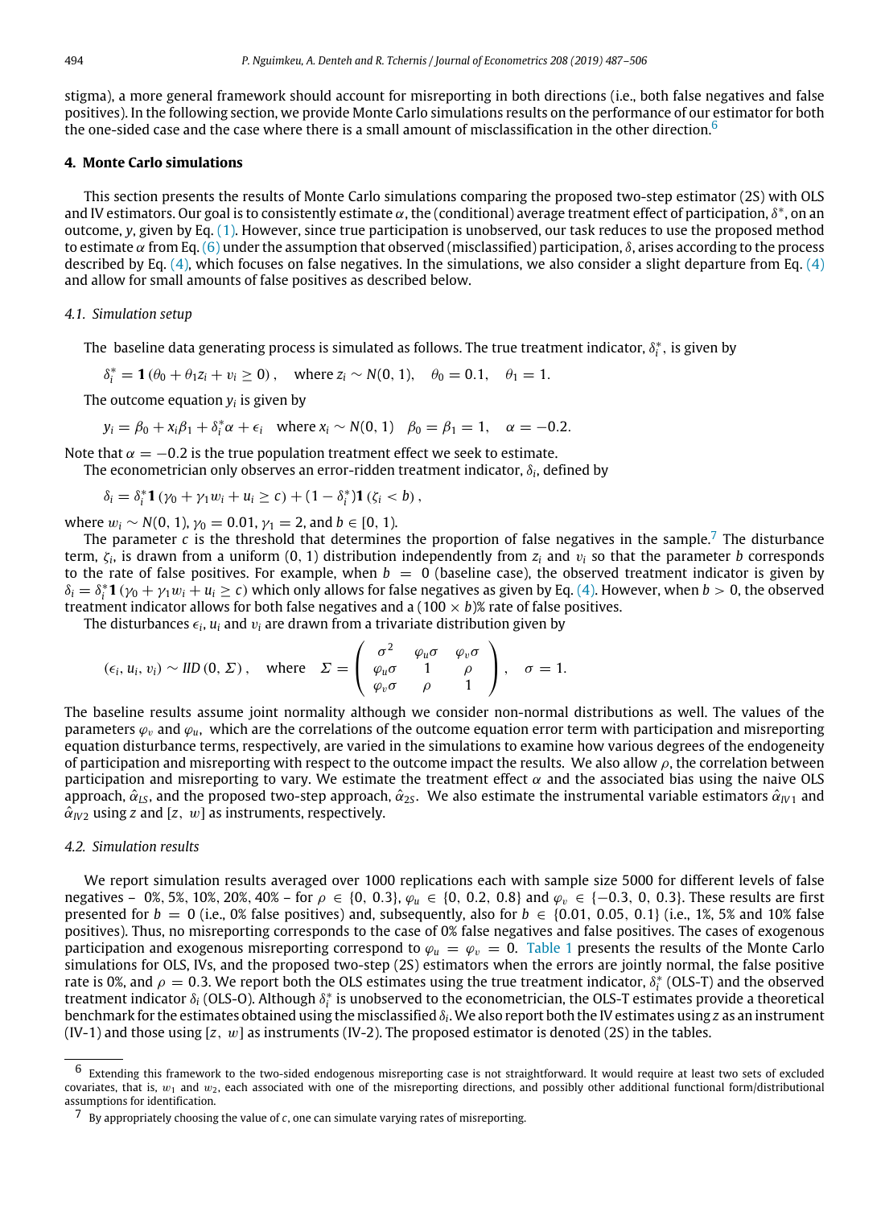stigma), a more general framework should account for misreporting in both directions (i.e., both false negatives and false positives). In the following section, we provide Monte Carlo simulations results on the performance of our estimator for both the one-sided case and the case where there is a small amount of misclassification in the other direction.[6]

## 4. Monte Carlo simulations

This section presents the results of Monte Carlo simulations comparing the proposed two-step estimator (2S) with OLS and IV estimators. Our goal is to consistently estimate $\alpha$, the (conditional) average treatment effect of participation, $\delta^*$, on an outcome, $y$, given by Eq. (1). However, since true participation is unobserved, our task reduces to use the proposed method to estimate $\alpha$ from Eq. (6) under the assumption that observed (misclassified) participation, $\delta$, arises according to the process described by Eq. (4), which focuses on false negatives. In the simulations, we also consider a slight departure from Eq. (4) and allow for small amounts of false positives as described below.

### 4.1. Simulation setup

The baseline data generating process is simulated as follows. The true treatment indicator, $\delta_i^*$, is given by

$$\delta_i^* = \mathbf{1}\left(\theta_0 + \theta_1 z_i + v_i \geq 0\right), \quad \text{where } z_i \sim N(0, 1), \quad \theta_0 = 0.1, \quad \theta_1 = 1.$$

The outcome equation $y_i$ is given by

$$y_i = \beta_0 + x_i\beta_1 + \delta_i^*\alpha + \epsilon_i \quad \text{where } x_i \sim N(0, 1) \quad \beta_0 = \beta_1 = 1, \quad \alpha = -0.2.$$

Note that $\alpha = -0.2$ is the true population treatment effect we seek to estimate.

The econometrician only observes an error-ridden treatment indicator, $\delta_i$, defined by

$$\delta_i = \delta_i^* \mathbf{1}\left(\gamma_0 + \gamma_1 w_i + u_i \geq c\right) + (1 - \delta_i^*)\mathbf{1}\left(\zeta_i < b\right),$$

where $w_i \sim N(0, 1)$, $\gamma_0 = 0.01$, $\gamma_1 = 2$, and $b \in [0, 1)$.

The parameter $c$ is the threshold that determines the proportion of false negatives in the sample.[7] The disturbance term, $\zeta_i$, is drawn from a uniform $(0, 1)$ distribution independently from $z_i$ and $v_i$ so that the parameter $b$ corresponds to the rate of false positives. For example, when $b = 0$ (baseline case), the observed treatment indicator is given by $\delta_i = \delta_i^* \mathbf{1}\left(\gamma_0 + \gamma_1 w_i + u_i \geq c\right)$ which only allows for false negatives as given by Eq. (4). However, when $b > 0$, the observed treatment indicator allows for both false negatives and a $(100 \times b)$% rate of false positives.

The disturbances $\epsilon_i$, $u_i$ and $v_i$ are drawn from a trivariate distribution given by

$$(\epsilon_i, u_i, v_i) \sim IID\left(0, \Sigma\right), \quad \text{where} \quad \Sigma = \begin{pmatrix} \sigma^2 & \varphi_u\sigma & \varphi_v\sigma \\ \varphi_u\sigma & 1 & \rho \\ \varphi_v\sigma & \rho & 1 \end{pmatrix}, \quad \sigma = 1.$$

The baseline results assume joint normality although we consider non-normal distributions as well. The values of the parameters $\varphi_v$ and $\varphi_u$, which are the correlations of the outcome equation error term with participation and misreporting equation disturbance terms, respectively, are varied in the simulations to examine how various degrees of the endogeneity of participation and misreporting with respect to the outcome impact the results. We also allow $\rho$, the correlation between participation and misreporting to vary. We estimate the treatment effect $\alpha$ and the associated bias using the naive OLS approach, $\hat{\alpha}_{LS}$, and the proposed two-step approach, $\hat{\alpha}_{2S}$. We also estimate the instrumental variable estimators $\hat{\alpha}_{IV1}$ and $\hat{\alpha}_{IV2}$ using $z$ and $[z,\ w]$ as instruments, respectively.

### 4.2. Simulation results

We report simulation results averaged over 1000 replications each with sample size 5000 for different levels of false negatives – 0%, 5%, 10%, 20%, 40% – for $\rho \in \{0, 0.3\}$, $\varphi_u \in \{0, 0.2, 0.8\}$ and $\varphi_v \in \{-0.3, 0, 0.3\}$. These results are first presented for $b = 0$ (i.e., 0% false positives) and, subsequently, also for $b \in \{0.01, 0.05, 0.1\}$ (i.e., 1%, 5% and 10% false positives). Thus, no misreporting corresponds to the case of 0% false negatives and false positives. The cases of exogenous participation and exogenous misreporting correspond to $\varphi_u = \varphi_v = 0$. Table 1 presents the results of the Monte Carlo simulations for OLS, IVs, and the proposed two-step (2S) estimators when the errors are jointly normal, the false positive rate is 0%, and $\rho = 0.3$. We report both the OLS estimates using the true treatment indicator, $\delta_i^*$ (OLS-T) and the observed treatment indicator $\delta_i$ (OLS-O). Although $\delta_i^*$ is unobserved to the econometrician, the OLS-T estimates provide a theoretical benchmark for the estimates obtained using the misclassified $\delta_i$. We also report both the IV estimates using $z$ as an instrument (IV-1) and those using $[z,\ w]$ as instruments (IV-2). The proposed estimator is denoted (2S) in the tables.

---

[6] Extending this framework to the two-sided endogenous misreporting case is not straightforward. It would require at least two sets of excluded covariates, that is, $w_1$ and $w_2$, each associated with one of the misreporting directions, and possibly other additional functional form/distributional assumptions for identification.

[7] By appropriately choosing the value of $c$, one can simulate varying rates of misreporting.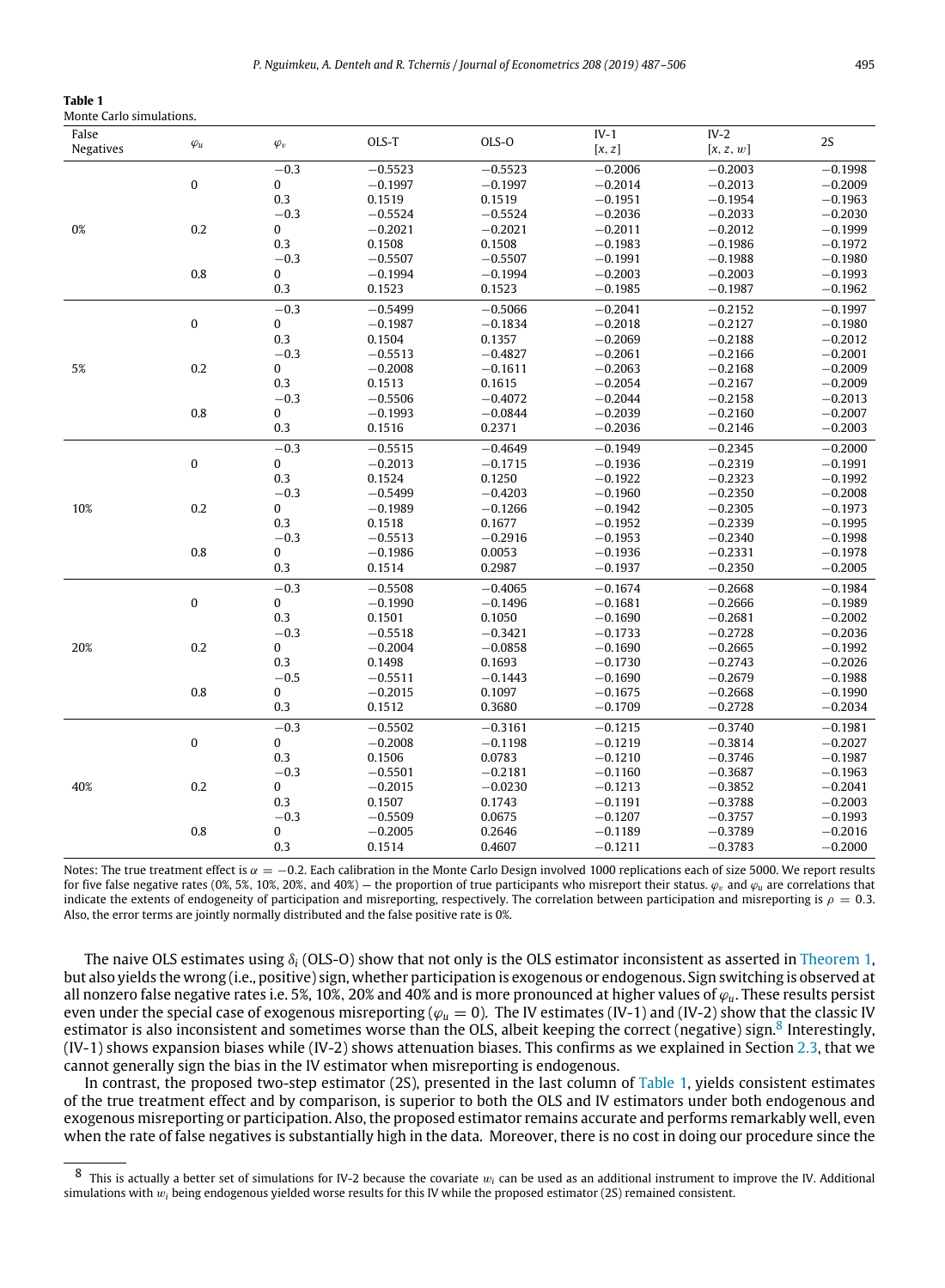**Table 1**
Monte Carlo simulations.

| False Negatives | $\varphi_u$ | $\varphi_v$ | OLS-T | OLS-O | IV-1 $[x, z]$ | IV-2 $[x, z, w]$ | 2S |
|---|---|---|---|---|---|---|---|
| 0% | 0 | −0.3 | −0.5523 | −0.5523 | −0.2006 | −0.2003 | −0.1998 |
| | | 0 | −0.1997 | −0.1997 | −0.2014 | −0.2013 | −0.2009 |
| | | 0.3 | 0.1519 | 0.1519 | −0.1951 | −0.1954 | −0.1963 |
| | 0.2 | −0.3 | −0.5524 | −0.5524 | −0.2036 | −0.2033 | −0.2030 |
| | | 0 | −0.2021 | −0.2021 | −0.2011 | −0.2012 | −0.1999 |
| | | 0.3 | 0.1508 | 0.1508 | −0.1983 | −0.1986 | −0.1972 |
| | 0.8 | −0.3 | −0.5507 | −0.5507 | −0.1991 | −0.1988 | −0.1980 |
| | | 0 | −0.1994 | −0.1994 | −0.2003 | −0.2003 | −0.1993 |
| | | 0.3 | 0.1523 | 0.1523 | −0.1985 | −0.1987 | −0.1962 |
| 5% | 0 | −0.3 | −0.5499 | −0.5066 | −0.2041 | −0.2152 | −0.1997 |
| | | 0 | −0.1987 | −0.1834 | −0.2018 | −0.2127 | −0.1980 |
| | | 0.3 | 0.1504 | 0.1357 | −0.2069 | −0.2188 | −0.2012 |
| | 0.2 | −0.3 | −0.5513 | −0.4827 | −0.2061 | −0.2166 | −0.2001 |
| | | 0 | −0.2008 | −0.1611 | −0.2063 | −0.2168 | −0.2009 |
| | | 0.3 | 0.1513 | 0.1615 | −0.2054 | −0.2167 | −0.2009 |
| | 0.8 | −0.3 | −0.5506 | −0.4072 | −0.2044 | −0.2158 | −0.2013 |
| | | 0 | −0.1993 | −0.0844 | −0.2039 | −0.2160 | −0.2007 |
| | | 0.3 | 0.1516 | 0.2371 | −0.2036 | −0.2146 | −0.2003 |
| 10% | 0 | −0.3 | −0.5515 | −0.4649 | −0.1949 | −0.2345 | −0.2000 |
| | | 0 | −0.2013 | −0.1715 | −0.1936 | −0.2319 | −0.1991 |
| | | 0.3 | 0.1524 | 0.1250 | −0.1922 | −0.2323 | −0.1992 |
| | 0.2 | −0.3 | −0.5499 | −0.4203 | −0.1960 | −0.2350 | −0.2008 |
| | | 0 | −0.1989 | −0.1266 | −0.1942 | −0.2305 | −0.1973 |
| | | 0.3 | 0.1518 | 0.1677 | −0.1952 | −0.2339 | −0.1995 |
| | 0.8 | −0.3 | −0.5513 | −0.2916 | −0.1953 | −0.2340 | −0.1998 |
| | | 0 | −0.1986 | 0.0053 | −0.1936 | −0.2331 | −0.1978 |
| | | 0.3 | 0.1514 | 0.2987 | −0.1937 | −0.2350 | −0.2005 |
| 20% | 0 | −0.3 | −0.5508 | −0.4065 | −0.1674 | −0.2668 | −0.1984 |
| | | 0 | −0.1990 | −0.1496 | −0.1681 | −0.2666 | −0.1989 |
| | | 0.3 | 0.1501 | 0.1050 | −0.1690 | −0.2681 | −0.2002 |
| | 0.2 | −0.3 | −0.5518 | −0.3421 | −0.1733 | −0.2728 | −0.2036 |
| | | 0 | −0.2004 | −0.0858 | −0.1690 | −0.2665 | −0.1992 |
| | | 0.3 | 0.1498 | 0.1693 | −0.1730 | −0.2743 | −0.2026 |
| | 0.8 | −0.5 | −0.5511 | −0.1443 | −0.1690 | −0.2679 | −0.1988 |
| | | 0 | −0.2015 | 0.1097 | −0.1675 | −0.2668 | −0.1990 |
| | | 0.3 | 0.1512 | 0.3680 | −0.1709 | −0.2728 | −0.2034 |
| 40% | 0 | −0.3 | −0.5502 | −0.3161 | −0.1215 | −0.3740 | −0.1981 |
| | | 0 | −0.2008 | −0.1198 | −0.1219 | −0.3814 | −0.2027 |
| | | 0.3 | 0.1506 | 0.0783 | −0.1210 | −0.3746 | −0.1987 |
| | 0.2 | −0.3 | −0.5501 | −0.2181 | −0.1160 | −0.3687 | −0.1963 |
| | | 0 | −0.2015 | −0.0230 | −0.1213 | −0.3852 | −0.2041 |
| | | 0.3 | 0.1507 | 0.1743 | −0.1191 | −0.3788 | −0.2003 |
| | 0.8 | −0.3 | −0.5509 | 0.0675 | −0.1207 | −0.3757 | −0.1993 |
| | | 0 | −0.2005 | 0.2646 | −0.1189 | −0.3789 | −0.2016 |
| | | 0.3 | 0.1514 | 0.4607 | −0.1211 | −0.3783 | −0.2000 |

Notes: The true treatment effect is $\alpha = -0.2$. Each calibration in the Monte Carlo Design involved 1000 replications each of size 5000. We report results for five false negative rates (0%, 5%, 10%, 20%, and 40%) — the proportion of true participants who misreport their status. $\varphi_v$ and $\varphi_u$ are correlations that indicate the extents of endogeneity of participation and misreporting, respectively. The correlation between participation and misreporting is $\rho = 0.3$. Also, the error terms are jointly normally distributed and the false positive rate is 0%.

The naive OLS estimates using $\delta_i$ (OLS-O) show that not only is the OLS estimator inconsistent as asserted in Theorem 1, but also yields the wrong (i.e., positive) sign, whether participation is exogenous or endogenous. Sign switching is observed at all nonzero false negative rates i.e. 5%, 10%, 20% and 40% and is more pronounced at higher values of $\varphi_u$. These results persist even under the special case of exogenous misreporting ($\varphi_u = 0$). The IV estimates (IV-1) and (IV-2) show that the classic IV estimator is also inconsistent and sometimes worse than the OLS, albeit keeping the correct (negative) sign.[8] Interestingly, (IV-1) shows expansion biases while (IV-2) shows attenuation biases. This confirms as we explained in Section 2.3, that we cannot generally sign the bias in the IV estimator when misreporting is endogenous.

In contrast, the proposed two-step estimator (2S), presented in the last column of Table 1, yields consistent estimates of the true treatment effect and by comparison, is superior to both the OLS and IV estimators under both endogenous and exogenous misreporting or participation. Also, the proposed estimator remains accurate and performs remarkably well, even when the rate of false negatives is substantially high in the data. Moreover, there is no cost in doing our procedure since the

[8] This is actually a better set of simulations for IV-2 because the covariate $w_i$ can be used as an additional instrument to improve the IV. Additional simulations with $w_i$ being endogenous yielded worse results for this IV while the proposed estimator (2S) remained consistent.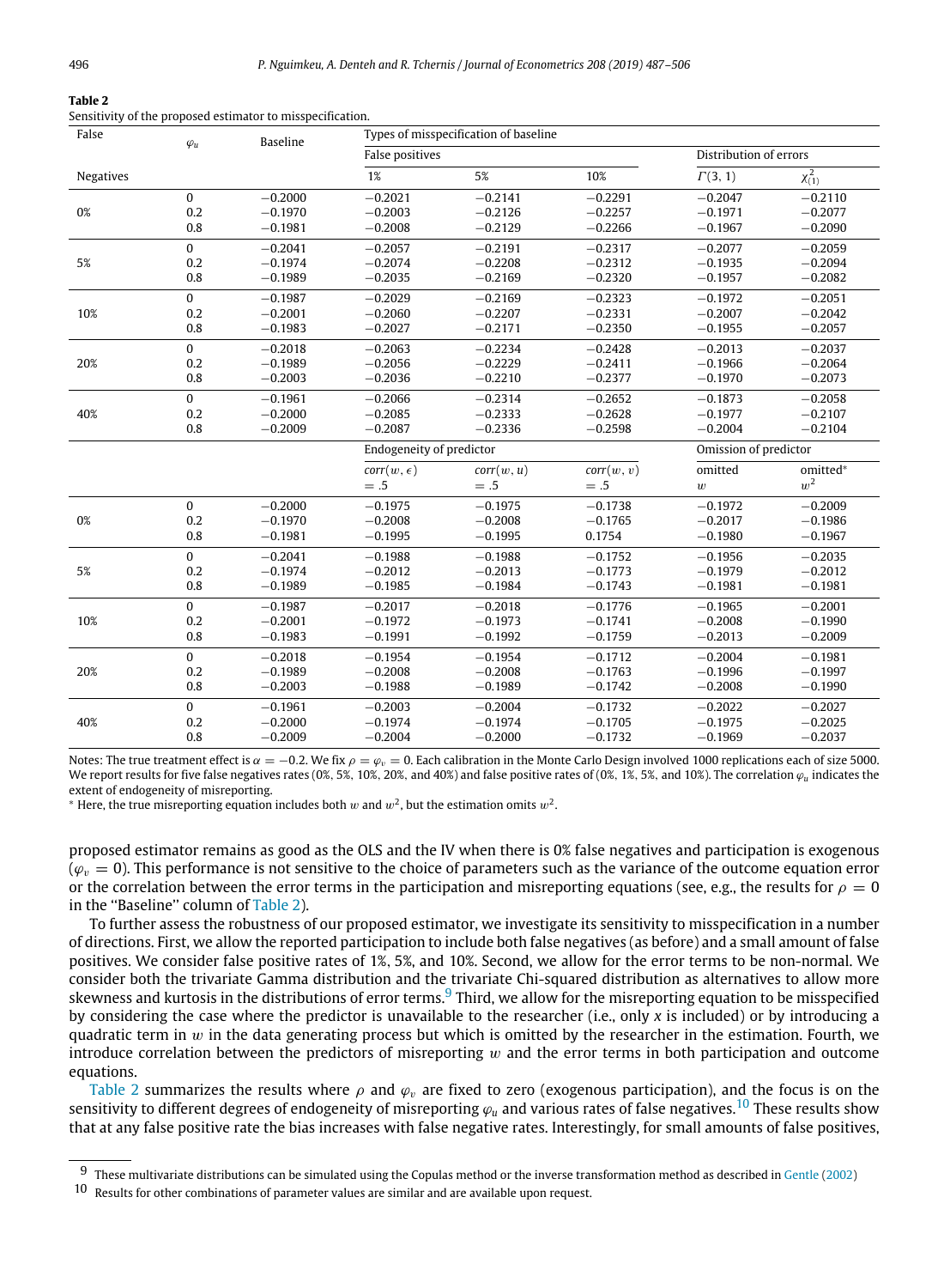**Table 2**
Sensitivity of the proposed estimator to misspecification.

| False Negatives | $\varphi_u$ | Baseline | Types of misspecification of baseline | | | | |
|---|---|---|---|---|---|---|---|
| | | | False positives | | | Distribution of errors | |
| | | | 1% | 5% | 10% | $\Gamma(3,1)$ | $\chi^2_{(1)}$ |
| 0% | 0 | −0.2000 | −0.2021 | −0.2141 | −0.2291 | −0.2047 | −0.2110 |
| | 0.2 | −0.1970 | −0.2003 | −0.2126 | −0.2257 | −0.1971 | −0.2077 |
| | 0.8 | −0.1981 | −0.2008 | −0.2129 | −0.2266 | −0.1967 | −0.2090 |
| 5% | 0 | −0.2041 | −0.2057 | −0.2191 | −0.2317 | −0.2077 | −0.2059 |
| | 0.2 | −0.1974 | −0.2074 | −0.2208 | −0.2312 | −0.1935 | −0.2094 |
| | 0.8 | −0.1989 | −0.2035 | −0.2169 | −0.2320 | −0.1957 | −0.2082 |
| 10% | 0 | −0.1987 | −0.2029 | −0.2169 | −0.2323 | −0.1972 | −0.2051 |
| | 0.2 | −0.2001 | −0.2060 | −0.2207 | −0.2331 | −0.2007 | −0.2042 |
| | 0.8 | −0.1983 | −0.2027 | −0.2171 | −0.2350 | −0.1955 | −0.2057 |
| 20% | 0 | −0.2018 | −0.2063 | −0.2234 | −0.2428 | −0.2013 | −0.2037 |
| | 0.2 | −0.1989 | −0.2056 | −0.2229 | −0.2411 | −0.1966 | −0.2064 |
| | 0.8 | −0.2003 | −0.2036 | −0.2210 | −0.2377 | −0.1970 | −0.2073 |
| 40% | 0 | −0.1961 | −0.2066 | −0.2314 | −0.2652 | −0.1873 | −0.2058 |
| | 0.2 | −0.2000 | −0.2085 | −0.2333 | −0.2628 | −0.1977 | −0.2107 |
| | 0.8 | −0.2009 | −0.2087 | −0.2336 | −0.2598 | −0.2004 | −0.2104 |
| | | | Endogeneity of predictor | | | Omission of predictor | |
| | | | $corr(w,\epsilon) = .5$ | $corr(w,u) = .5$ | $corr(w,v) = .5$ | omitted $w$ | omitted* $w^2$ |
| 0% | 0 | −0.2000 | −0.1975 | −0.1975 | −0.1738 | −0.1972 | −0.2009 |
| | 0.2 | −0.1970 | −0.2008 | −0.2008 | −0.1765 | −0.2017 | −0.1986 |
| | 0.8 | −0.1981 | −0.1995 | −0.1995 | 0.1754 | −0.1980 | −0.1967 |
| 5% | 0 | −0.2041 | −0.1988 | −0.1988 | −0.1752 | −0.1956 | −0.2035 |
| | 0.2 | −0.1974 | −0.2012 | −0.2013 | −0.1773 | −0.1979 | −0.2012 |
| | 0.8 | −0.1989 | −0.1985 | −0.1984 | −0.1743 | −0.1981 | −0.1981 |
| 10% | 0 | −0.1987 | −0.2017 | −0.2018 | −0.1776 | −0.1965 | −0.2001 |
| | 0.2 | −0.2001 | −0.1972 | −0.1973 | −0.1741 | −0.2008 | −0.1990 |
| | 0.8 | −0.1983 | −0.1991 | −0.1992 | −0.1759 | −0.2013 | −0.2009 |
| 20% | 0 | −0.2018 | −0.1954 | −0.1954 | −0.1712 | −0.2004 | −0.1981 |
| | 0.2 | −0.1989 | −0.2008 | −0.2008 | −0.1763 | −0.1996 | −0.1997 |
| | 0.8 | −0.2003 | −0.1988 | −0.1989 | −0.1742 | −0.2008 | −0.1990 |
| 40% | 0 | −0.1961 | −0.2003 | −0.2004 | −0.1732 | −0.2022 | −0.2027 |
| | 0.2 | −0.2000 | −0.1974 | −0.1974 | −0.1705 | −0.1975 | −0.2025 |
| | 0.8 | −0.2009 | −0.2004 | −0.2000 | −0.1732 | −0.1969 | −0.2037 |

Notes: The true treatment effect is $\alpha = -0.2$. We fix $\rho = \varphi_v = 0$. Each calibration in the Monte Carlo Design involved 1000 replications each of size 5000. We report results for five false negatives rates (0%, 5%, 10%, 20%, and 40%) and false positive rates of (0%, 1%, 5%, and 10%). The correlation $\varphi_u$ indicates the extent of endogeneity of misreporting.
\* Here, the true misreporting equation includes both $w$ and $w^2$, but the estimation omits $w^2$.

proposed estimator remains as good as the OLS and the IV when there is 0% false negatives and participation is exogenous ($\varphi_v = 0$). This performance is not sensitive to the choice of parameters such as the variance of the outcome equation error or the correlation between the error terms in the participation and misreporting equations (see, e.g., the results for $\rho = 0$ in the ''Baseline'' column of Table 2).

To further assess the robustness of our proposed estimator, we investigate its sensitivity to misspecification in a number of directions. First, we allow the reported participation to include both false negatives (as before) and a small amount of false positives. We consider false positive rates of 1%, 5%, and 10%. Second, we allow for the error terms to be non-normal. We consider both the trivariate Gamma distribution and the trivariate Chi-squared distribution as alternatives to allow more skewness and kurtosis in the distributions of error terms.[9] Third, we allow for the misreporting equation to be misspecified by considering the case where the predictor is unavailable to the researcher (i.e., only $x$ is included) or by introducing a quadratic term in $w$ in the data generating process but which is omitted by the researcher in the estimation. Fourth, we introduce correlation between the predictors of misreporting $w$ and the error terms in both participation and outcome equations.

Table 2 summarizes the results where $\rho$ and $\varphi_v$ are fixed to zero (exogenous participation), and the focus is on the sensitivity to different degrees of endogeneity of misreporting $\varphi_u$ and various rates of false negatives.[10] These results show that at any false positive rate the bias increases with false negative rates. Interestingly, for small amounts of false positives,

[9] These multivariate distributions can be simulated using the Copulas method or the inverse transformation method as described in Gentle (2002)

[10] Results for other combinations of parameter values are similar and are available upon request.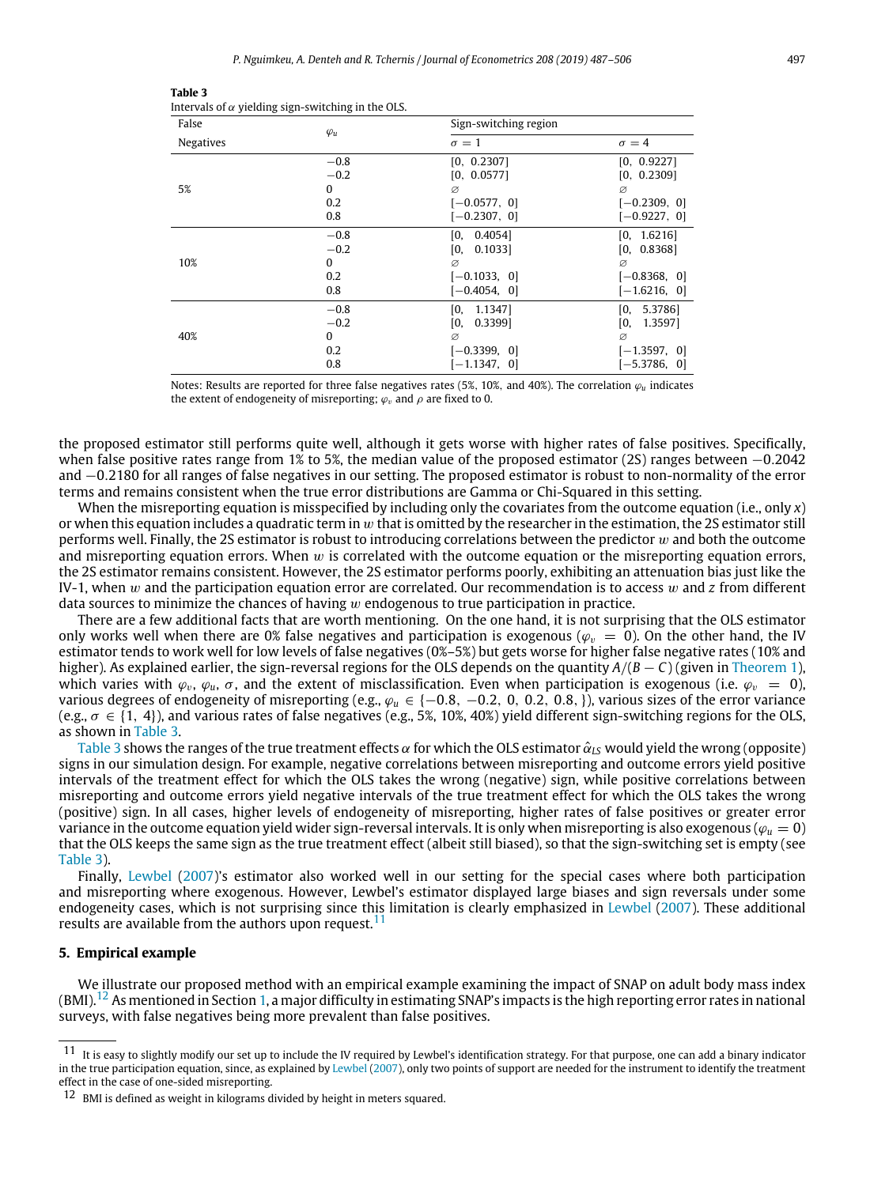**Table 3**
Intervals of $\alpha$ yielding sign-switching in the OLS.

| False Negatives | $\varphi_u$ | Sign-switching region | |
|---|---|---|---|
| | | $\sigma = 1$ | $\sigma = 4$ |
| 5% | −0.8 | [0, 0.2307] | [0, 0.9227] |
| | −0.2 | [0, 0.0577] | [0, 0.2309] |
| | 0 | ∅ | ∅ |
| | 0.2 | [−0.0577, 0] | [−0.2309, 0] |
| | 0.8 | [−0.2307, 0] | [−0.9227, 0] |
| 10% | −0.8 | [0, 0.4054] | [0, 1.6216] |
| | −0.2 | [0, 0.1033] | [0, 0.8368] |
| | 0 | ∅ | ∅ |
| | 0.2 | [−0.1033, 0] | [−0.8368, 0] |
| | 0.8 | [−0.4054, 0] | [−1.6216, 0] |
| 40% | −0.8 | [0, 1.1347] | [0, 5.3786] |
| | −0.2 | [0, 0.3399] | [0, 1.3597] |
| | 0 | ∅ | ∅ |
| | 0.2 | [−0.3399, 0] | [−1.3597, 0] |
| | 0.8 | [−1.1347, 0] | [−5.3786, 0] |

Notes: Results are reported for three false negatives rates (5%, 10%, and 40%). The correlation $\varphi_u$ indicates the extent of endogeneity of misreporting; $\varphi_v$ and $\rho$ are fixed to 0.

the proposed estimator still performs quite well, although it gets worse with higher rates of false positives. Specifically, when false positive rates range from 1% to 5%, the median value of the proposed estimator (2S) ranges between −0.2042 and −0.2180 for all ranges of false negatives in our setting. The proposed estimator is robust to non-normality of the error terms and remains consistent when the true error distributions are Gamma or Chi-Squared in this setting.

When the misreporting equation is misspecified by including only the covariates from the outcome equation (i.e., only $x$) or when this equation includes a quadratic term in $w$ that is omitted by the researcher in the estimation, the 2S estimator still performs well. Finally, the 2S estimator is robust to introducing correlations between the predictor $w$ and both the outcome and misreporting equation errors. When $w$ is correlated with the outcome equation or the misreporting equation errors, the 2S estimator remains consistent. However, the 2S estimator performs poorly, exhibiting an attenuation bias just like the IV-1, when $w$ and the participation equation error are correlated. Our recommendation is to access $w$ and $z$ from different data sources to minimize the chances of having $w$ endogenous to true participation in practice.

There are a few additional facts that are worth mentioning. On the one hand, it is not surprising that the OLS estimator only works well when there are 0% false negatives and participation is exogenous ($\varphi_v = 0$). On the other hand, the IV estimator tends to work well for low levels of false negatives (0%–5%) but gets worse for higher false negative rates (10% and higher). As explained earlier, the sign-reversal regions for the OLS depends on the quantity $A/(B - C)$ (given in Theorem 1), which varies with $\varphi_v$, $\varphi_u$, $\sigma$, and the extent of misclassification. Even when participation is exogenous (i.e. $\varphi_v = 0$), various degrees of endogeneity of misreporting (e.g., $\varphi_u \in \{-0.8, -0.2, 0, 0.2, 0.8, \}$), various sizes of the error variance (e.g., $\sigma \in \{1, 4\}$), and various rates of false negatives (e.g., 5%, 10%, 40%) yield different sign-switching regions for the OLS, as shown in Table 3.

Table 3 shows the ranges of the true treatment effects $\alpha$ for which the OLS estimator $\hat{\alpha}_{LS}$ would yield the wrong (opposite) signs in our simulation design. For example, negative correlations between misreporting and outcome errors yield positive intervals of the treatment effect for which the OLS takes the wrong (negative) sign, while positive correlations between misreporting and outcome errors yield negative intervals of the true treatment effect for which the OLS takes the wrong (positive) sign. In all cases, higher levels of endogeneity of misreporting, higher rates of false positives or greater error variance in the outcome equation yield wider sign-reversal intervals. It is only when misreporting is also exogenous ($\varphi_u = 0$) that the OLS keeps the same sign as the true treatment effect (albeit still biased), so that the sign-switching set is empty (see Table 3).

Finally, Lewbel (2007)'s estimator also worked well in our setting for the special cases where both participation and misreporting where exogenous. However, Lewbel's estimator displayed large biases and sign reversals under some endogeneity cases, which is not surprising since this limitation is clearly emphasized in Lewbel (2007). These additional results are available from the authors upon request.[11]

## 5. Empirical example

We illustrate our proposed method with an empirical example examining the impact of SNAP on adult body mass index (BMI).[12] As mentioned in Section 1, a major difficulty in estimating SNAP's impacts is the high reporting error rates in national surveys, with false negatives being more prevalent than false positives.

---

[11] It is easy to slightly modify our set up to include the IV required by Lewbel's identification strategy. For that purpose, one can add a binary indicator in the true participation equation, since, as explained by Lewbel (2007), only two points of support are needed for the instrument to identify the treatment effect in the case of one-sided misreporting.

[12] BMI is defined as weight in kilograms divided by height in meters squared.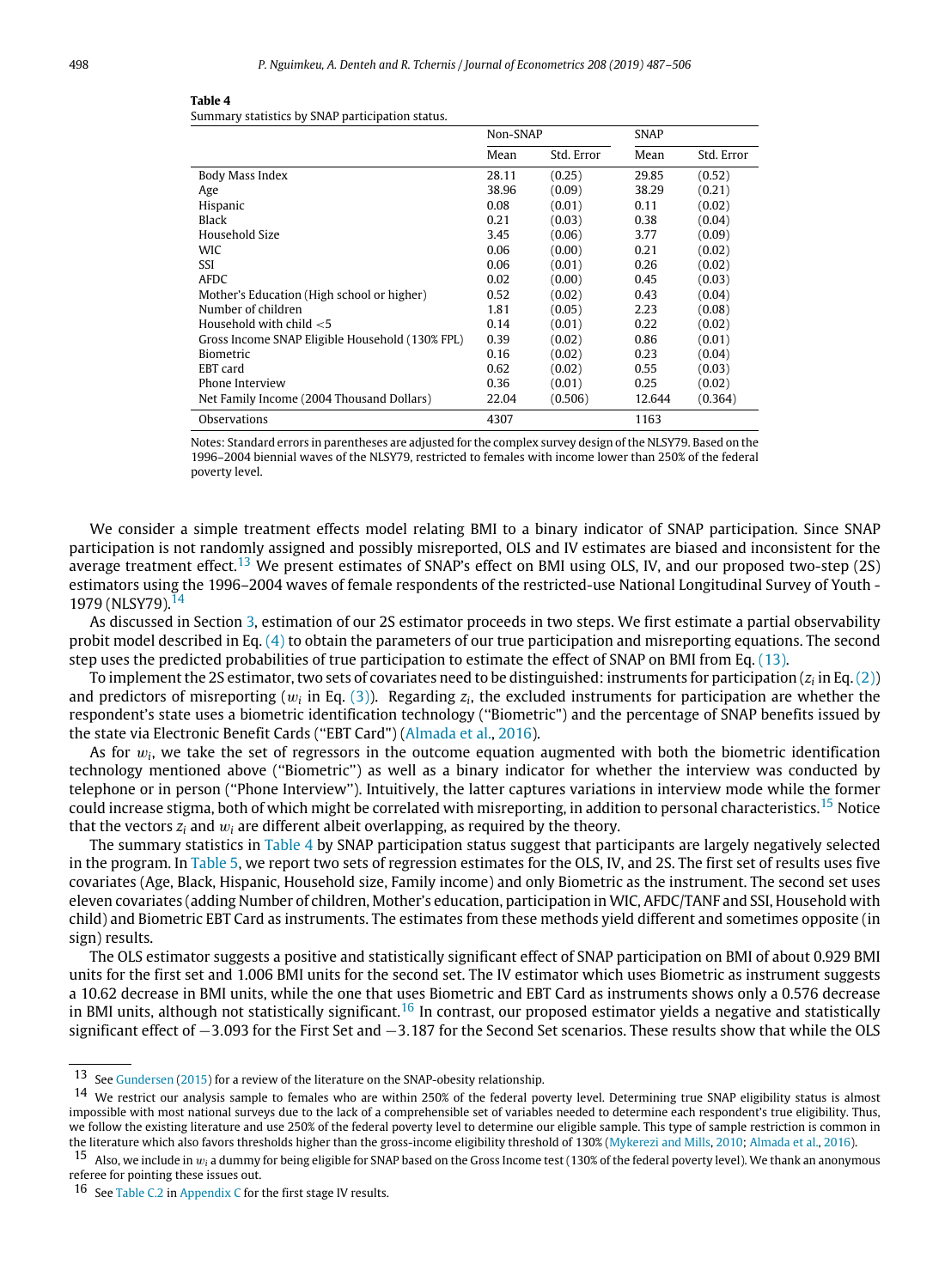**Table 4**
Summary statistics by SNAP participation status.

| | Non-SNAP | | SNAP | |
|---|---|---|---|---|
| | Mean | Std. Error | Mean | Std. Error |
| Body Mass Index | 28.11 | (0.25) | 29.85 | (0.52) |
| Age | 38.96 | (0.09) | 38.29 | (0.21) |
| Hispanic | 0.08 | (0.01) | 0.11 | (0.02) |
| Black | 0.21 | (0.03) | 0.38 | (0.04) |
| Household Size | 3.45 | (0.06) | 3.77 | (0.09) |
| WIC | 0.06 | (0.00) | 0.21 | (0.02) |
| SSI | 0.06 | (0.01) | 0.26 | (0.02) |
| AFDC | 0.02 | (0.00) | 0.45 | (0.03) |
| Mother's Education (High school or higher) | 0.52 | (0.02) | 0.43 | (0.04) |
| Number of children | 1.81 | (0.05) | 2.23 | (0.08) |
| Household with child <5 | 0.14 | (0.01) | 0.22 | (0.02) |
| Gross Income SNAP Eligible Household (130% FPL) | 0.39 | (0.02) | 0.86 | (0.01) |
| Biometric | 0.16 | (0.02) | 0.23 | (0.04) |
| EBT card | 0.62 | (0.02) | 0.55 | (0.03) |
| Phone Interview | 0.36 | (0.01) | 0.25 | (0.02) |
| Net Family Income (2004 Thousand Dollars) | 22.04 | (0.506) | 12.644 | (0.364) |
| Observations | 4307 | | 1163 | |

Notes: Standard errors in parentheses are adjusted for the complex survey design of the NLSY79. Based on the 1996–2004 biennial waves of the NLSY79, restricted to females with income lower than 250% of the federal poverty level.

We consider a simple treatment effects model relating BMI to a binary indicator of SNAP participation. Since SNAP participation is not randomly assigned and possibly misreported, OLS and IV estimates are biased and inconsistent for the average treatment effect.[13] We present estimates of SNAP's effect on BMI using OLS, IV, and our proposed two-step (2S) estimators using the 1996–2004 waves of female respondents of the restricted-use National Longitudinal Survey of Youth - 1979 (NLSY79).[14]

As discussed in Section 3, estimation of our 2S estimator proceeds in two steps. We first estimate a partial observability probit model described in Eq. (4) to obtain the parameters of our true participation and misreporting equations. The second step uses the predicted probabilities of true participation to estimate the effect of SNAP on BMI from Eq. (13).

To implement the 2S estimator, two sets of covariates need to be distinguished: instruments for participation ($z_i$ in Eq. (2)) and predictors of misreporting ($w_i$ in Eq. (3)). Regarding $z_i$, the excluded instruments for participation are whether the respondent's state uses a biometric identification technology ("Biometric") and the percentage of SNAP benefits issued by the state via Electronic Benefit Cards ("EBT Card") (Almada et al., 2016).

As for $w_i$, we take the set of regressors in the outcome equation augmented with both the biometric identification technology mentioned above ("Biometric") as well as a binary indicator for whether the interview was conducted by telephone or in person ("Phone Interview"). Intuitively, the latter captures variations in interview mode while the former could increase stigma, both of which might be correlated with misreporting, in addition to personal characteristics.[15] Notice that the vectors $z_i$ and $w_i$ are different albeit overlapping, as required by the theory.

The summary statistics in Table 4 by SNAP participation status suggest that participants are largely negatively selected in the program. In Table 5, we report two sets of regression estimates for the OLS, IV, and 2S. The first set of results uses five covariates (Age, Black, Hispanic, Household size, Family income) and only Biometric as the instrument. The second set uses eleven covariates (adding Number of children, Mother's education, participation in WIC, AFDC/TANF and SSI, Household with child) and Biometric EBT Card as instruments. The estimates from these methods yield different and sometimes opposite (in sign) results.

The OLS estimator suggests a positive and statistically significant effect of SNAP participation on BMI of about 0.929 BMI units for the first set and 1.006 BMI units for the second set. The IV estimator which uses Biometric as instrument suggests a 10.62 decrease in BMI units, while the one that uses Biometric and EBT Card as instruments shows only a 0.576 decrease in BMI units, although not statistically significant.[16] In contrast, our proposed estimator yields a negative and statistically significant effect of −3.093 for the First Set and −3.187 for the Second Set scenarios. These results show that while the OLS

---

[13] See Gundersen (2015) for a review of the literature on the SNAP-obesity relationship.

[14] We restrict our analysis sample to females who are within 250% of the federal poverty level. Determining true SNAP eligibility status is almost impossible with most national surveys due to the lack of a comprehensible set of variables needed to determine each respondent's true eligibility. Thus, we follow the existing literature and use 250% of the federal poverty level to determine our eligible sample. This type of sample restriction is common in the literature which also favors thresholds higher than the gross-income eligibility threshold of 130% (Mykerezi and Mills, 2010; Almada et al., 2016).

[15] Also, we include in $w_i$ a dummy for being eligible for SNAP based on the Gross Income test (130% of the federal poverty level). We thank an anonymous referee for pointing these issues out.

[16] See Table C.2 in Appendix C for the first stage IV results.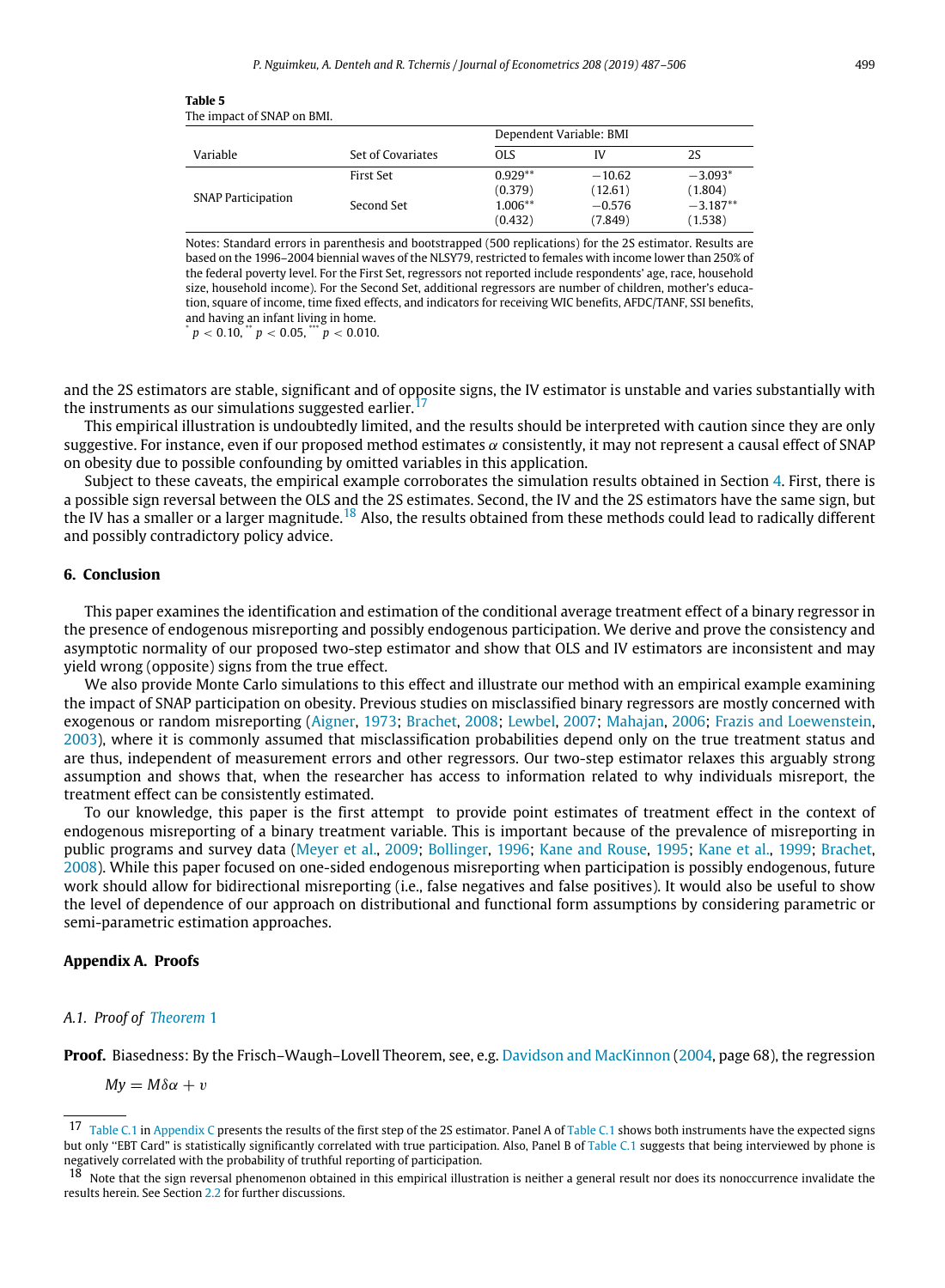**Table 5**
The impact of SNAP on BMI.

| Variable | Set of Covariates | Dependent Variable: BMI | | |
|---|---|---|---|---|
| | | OLS | IV | 2S |
| SNAP Participation | First Set | 0.929** | −10.62 | −3.093* |
| | | (0.379) | (12.61) | (1.804) |
| | Second Set | 1.006** | −0.576 | −3.187** |
| | | (0.432) | (7.849) | (1.538) |

Notes: Standard errors in parenthesis and bootstrapped (500 replications) for the 2S estimator. Results are based on the 1996–2004 biennial waves of the NLSY79, restricted to females with income lower than 250% of the federal poverty level. For the First Set, regressors not reported include respondents' age, race, household size, household income). For the Second Set, additional regressors are number of children, mother's education, square of income, time fixed effects, and indicators for receiving WIC benefits, AFDC/TANF, SSI benefits, and having an infant living in home.
* $p < 0.10$, ** $p < 0.05$, *** $p < 0.010$.

and the 2S estimators are stable, significant and of opposite signs, the IV estimator is unstable and varies substantially with the instruments as our simulations suggested earlier.[17]

This empirical illustration is undoubtedly limited, and the results should be interpreted with caution since they are only suggestive. For instance, even if our proposed method estimates $\alpha$ consistently, it may not represent a causal effect of SNAP on obesity due to possible confounding by omitted variables in this application.

Subject to these caveats, the empirical example corroborates the simulation results obtained in Section 4. First, there is a possible sign reversal between the OLS and the 2S estimates. Second, the IV and the 2S estimators have the same sign, but the IV has a smaller or a larger magnitude.[18] Also, the results obtained from these methods could lead to radically different and possibly contradictory policy advice.

## 6. Conclusion

This paper examines the identification and estimation of the conditional average treatment effect of a binary regressor in the presence of endogenous misreporting and possibly endogenous participation. We derive and prove the consistency and asymptotic normality of our proposed two-step estimator and show that OLS and IV estimators are inconsistent and may yield wrong (opposite) signs from the true effect.

We also provide Monte Carlo simulations to this effect and illustrate our method with an empirical example examining the impact of SNAP participation on obesity. Previous studies on misclassified binary regressors are mostly concerned with exogenous or random misreporting (Aigner, 1973; Brachet, 2008; Lewbel, 2007; Mahajan, 2006; Frazis and Loewenstein, 2003), where it is commonly assumed that misclassification probabilities depend only on the true treatment status and are thus, independent of measurement errors and other regressors. Our two-step estimator relaxes this arguably strong assumption and shows that, when the researcher has access to information related to why individuals misreport, the treatment effect can be consistently estimated.

To our knowledge, this paper is the first attempt to provide point estimates of treatment effect in the context of endogenous misreporting of a binary treatment variable. This is important because of the prevalence of misreporting in public programs and survey data (Meyer et al., 2009; Bollinger, 1996; Kane and Rouse, 1995; Kane et al., 1999; Brachet, 2008). While this paper focused on one-sided endogenous misreporting when participation is possibly endogenous, future work should allow for bidirectional misreporting (i.e., false negatives and false positives). It would also be useful to show the level of dependence of our approach on distributional and functional form assumptions by considering parametric or semi-parametric estimation approaches.

## Appendix A. Proofs

### *A.1. Proof of Theorem 1*

**Proof.** Biasedness: By the Frisch–Waugh–Lovell Theorem, see, e.g. Davidson and MacKinnon (2004, page 68), the regression

$$My = M\delta\alpha + v$$

[17] Table C.1 in Appendix C presents the results of the first step of the 2S estimator. Panel A of Table C.1 shows both instruments have the expected signs but only "EBT Card" is statistically significantly correlated with true participation. Also, Panel B of Table C.1 suggests that being interviewed by phone is negatively correlated with the probability of truthful reporting of participation.

[18] Note that the sign reversal phenomenon obtained in this empirical illustration is neither a general result nor does its nonoccurrence invalidate the results herein. See Section 2.2 for further discussions.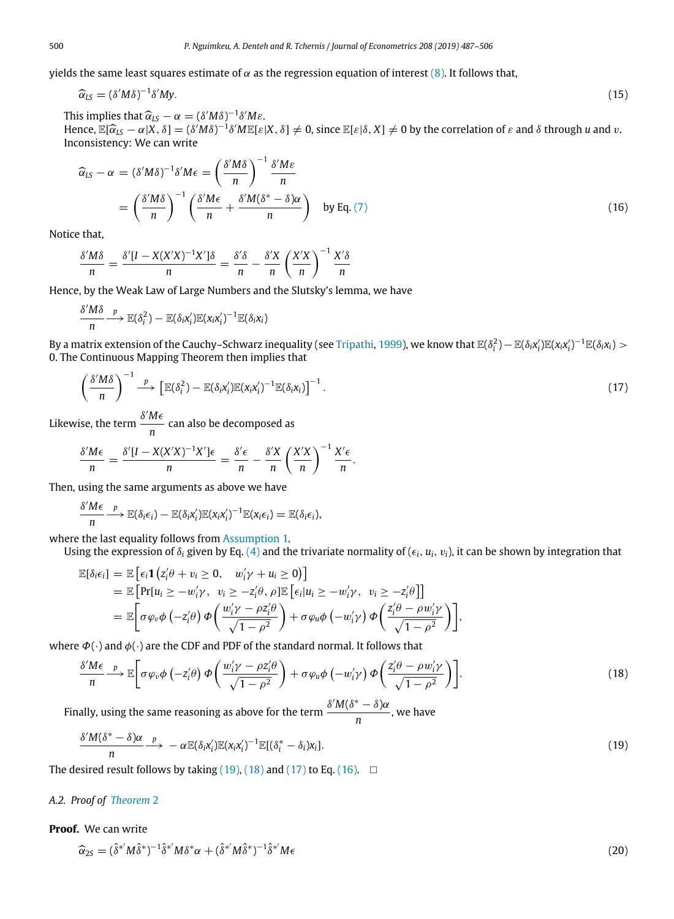yields the same least squares estimate of $\alpha$ as the regression equation of interest (8). It follows that,

$$\widehat{\alpha}_{LS} = (\delta' M\delta)^{-1}\delta' My. \tag{15}$$

This implies that $\widehat{\alpha}_{LS} - \alpha = (\delta' M\delta)^{-1}\delta' M\varepsilon$.

Hence, $\mathbb{E}[\widehat{\alpha}_{LS} - \alpha | X, \delta] = (\delta' M\delta)^{-1}\delta' M\mathbb{E}[\varepsilon | X, \delta] \neq 0$, since $\mathbb{E}[\varepsilon|\delta, X] \neq 0$ by the correlation of $\varepsilon$ and $\delta$ through $u$ and $v$.

Inconsistency: We can write

$$\begin{aligned}
\widehat{\alpha}_{LS} - \alpha &= (\delta' M\delta)^{-1}\delta' M\epsilon = \left(\frac{\delta' M\delta}{n}\right)^{-1}\frac{\delta' M\varepsilon}{n} \\
&= \left(\frac{\delta' M\delta}{n}\right)^{-1}\left(\frac{\delta' M\epsilon}{n} + \frac{\delta' M(\delta^* - \delta)\alpha}{n}\right) \quad \text{by Eq. (7)}
\end{aligned} \tag{16}$$

Notice that,

$$\frac{\delta' M\delta}{n} = \frac{\delta'[I - X(X'X)^{-1}X']\delta}{n} = \frac{\delta'\delta}{n} - \frac{\delta' X}{n}\left(\frac{X'X}{n}\right)^{-1}\frac{X'\delta}{n}$$

Hence, by the Weak Law of Large Numbers and the Slutsky's lemma, we have

$$\frac{\delta' M\delta}{n} \xrightarrow{p} \mathbb{E}(\delta_i^2) - \mathbb{E}(\delta_i x_i')\mathbb{E}(x_i x_i')^{-1}\mathbb{E}(\delta_i x_i)$$

By a matrix extension of the Cauchy–Schwarz inequality (see Tripathi, 1999), we know that $\mathbb{E}(\delta_i^2) - \mathbb{E}(\delta_i x_i')\mathbb{E}(x_i x_i')^{-1}\mathbb{E}(\delta_i x_i) > 0$. The Continuous Mapping Theorem then implies that

$$\left(\frac{\delta' M\delta}{n}\right)^{-1} \xrightarrow{p} \left[\mathbb{E}(\delta_i^2) - \mathbb{E}(\delta_i x_i')\mathbb{E}(x_i x_i')^{-1}\mathbb{E}(\delta_i x_i)\right]^{-1}. \tag{17}$$

Likewise, the term $\dfrac{\delta' M\epsilon}{n}$ can also be decomposed as

$$\frac{\delta' M\epsilon}{n} = \frac{\delta'[I - X(X'X)^{-1}X']\epsilon}{n} = \frac{\delta'\epsilon}{n} - \frac{\delta' X}{n}\left(\frac{X'X}{n}\right)^{-1}\frac{X'\epsilon}{n}.$$

Then, using the same arguments as above we have

$$\frac{\delta' M\epsilon}{n} \xrightarrow{p} \mathbb{E}(\delta_i\epsilon_i) - \mathbb{E}(\delta_i x_i')\mathbb{E}(x_i x_i')^{-1}\mathbb{E}(x_i\epsilon_i) = \mathbb{E}(\delta_i\epsilon_i),$$

where the last equality follows from Assumption 1.

Using the expression of $\delta_i$ given by Eq. (4) and the trivariate normality of $(\epsilon_i, u_i, v_i)$, it can be shown by integration that

$$\begin{aligned}
\mathbb{E}[\delta_i\epsilon_i] &= \mathbb{E}\left[\epsilon_i \mathbf{1}\left(z_i'\theta + v_i \geq 0, \quad w_i'\gamma + u_i \geq 0\right)\right] \\
&= \mathbb{E}\left[\Pr[u_i \geq -w_i'\gamma,\ \ v_i \geq -z_i'\theta, \rho]\mathbb{E}\left[\epsilon_i | u_i \geq -w_i'\gamma,\ \ v_i \geq -z_i'\theta\right]\right] \\
&= \mathbb{E}\left[\sigma\varphi_v \phi\left(-z_i'\theta\right)\Phi\left(\frac{w_i'\gamma - \rho z_i'\theta}{\sqrt{1-\rho^2}}\right) + \sigma\varphi_u \phi\left(-w_i'\gamma\right)\Phi\left(\frac{z_i'\theta - \rho w_i'\gamma}{\sqrt{1-\rho^2}}\right)\right],
\end{aligned}$$

where $\Phi(\cdot)$ and $\phi(\cdot)$ are the CDF and PDF of the standard normal. It follows that

$$\frac{\delta' M\epsilon}{n} \xrightarrow{p} \mathbb{E}\left[\sigma\varphi_v \phi\left(-z_i'\theta\right)\Phi\left(\frac{w_i'\gamma - \rho z_i'\theta}{\sqrt{1-\rho^2}}\right) + \sigma\varphi_u \phi\left(-w_i'\gamma\right)\Phi\left(\frac{z_i'\theta - \rho w_i'\gamma}{\sqrt{1-\rho^2}}\right)\right]. \tag{18}$$

Finally, using the same reasoning as above for the term $\dfrac{\delta' M(\delta^* - \delta)\alpha}{n}$, we have

$$\frac{\delta' M(\delta^* - \delta)\alpha}{n} \xrightarrow{p} -\alpha\mathbb{E}(\delta_i x_i')\mathbb{E}(x_i x_i')^{-1}\mathbb{E}[(\delta_i^* - \delta_i)x_i]. \tag{19}$$

The desired result follows by taking (19), (18) and (17) to Eq. (16). $\square$

*A.2. Proof of Theorem 2*

**Proof.** We can write

$$\widehat{\alpha}_{2S} = (\hat{\delta}^{*'} M\hat{\delta}^*)^{-1}\hat{\delta}^{*'} M\delta^*\alpha + (\hat{\delta}^{*'} M\hat{\delta}^*)^{-1}\hat{\delta}^{*'} M\epsilon \tag{20}$$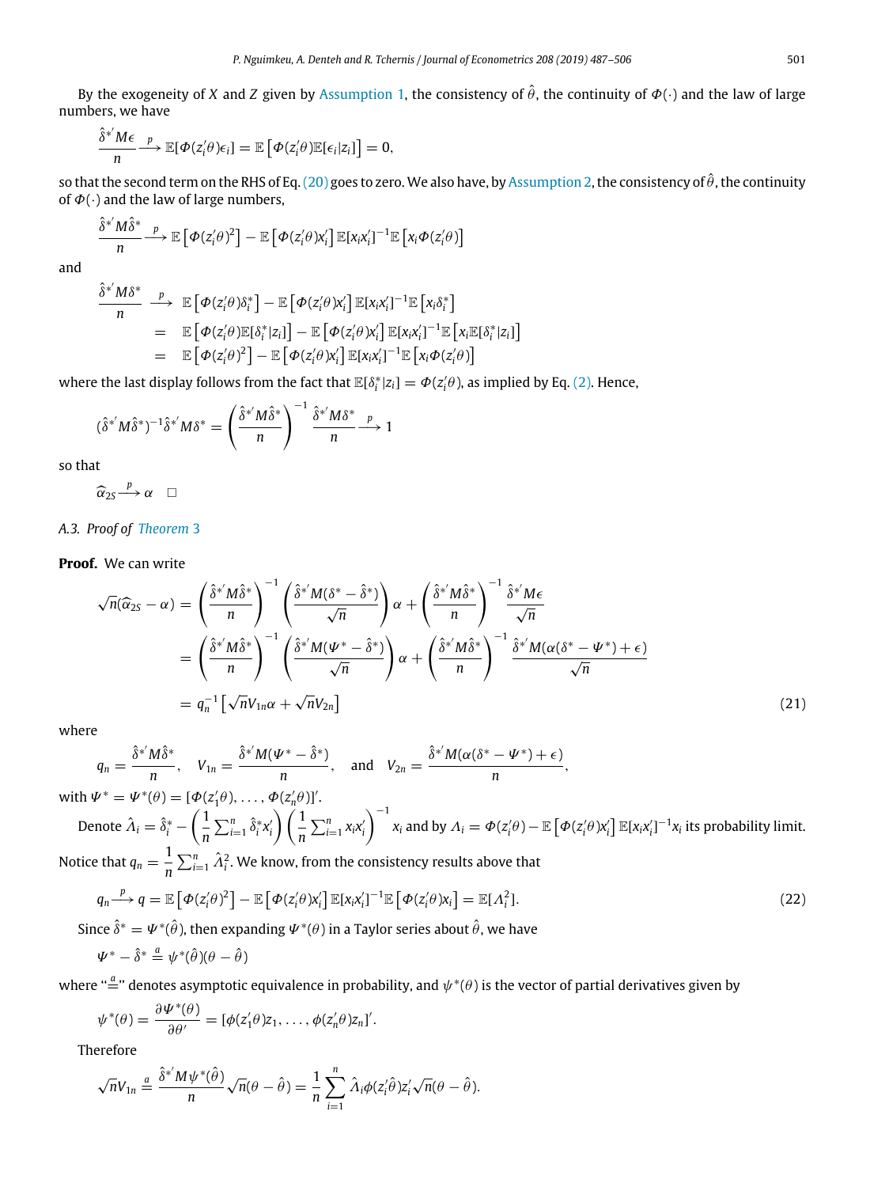By the exogeneity of $X$ and $Z$ given by Assumption 1, the consistency of $\hat{\theta}$, the continuity of $\Phi(\cdot)$ and the law of large numbers, we have

$$\frac{\hat{\delta}^{*'}M\epsilon}{n} \xrightarrow{p} \mathbb{E}[\Phi(z_i'\theta)\epsilon_i] = \mathbb{E}\left[\Phi(z_i'\theta)\mathbb{E}[\epsilon_i|z_i]\right] = 0,$$

so that the second term on the RHS of Eq. (20) goes to zero. We also have, by Assumption 2, the consistency of $\hat{\theta}$, the continuity of $\Phi(\cdot)$ and the law of large numbers,

$$\frac{\hat{\delta}^{*'}M\hat{\delta}^{*}}{n} \xrightarrow{p} \mathbb{E}\left[\Phi(z_i'\theta)^2\right] - \mathbb{E}\left[\Phi(z_i'\theta)x_i'\right]\mathbb{E}[x_ix_i']^{-1}\mathbb{E}\left[x_i\Phi(z_i'\theta)\right]$$

and

$$\begin{aligned}
\frac{\hat{\delta}^{*'}M\delta^{*}}{n} &\xrightarrow{p} \mathbb{E}\left[\Phi(z_i'\theta)\delta_i^*\right] - \mathbb{E}\left[\Phi(z_i'\theta)x_i'\right]\mathbb{E}[x_ix_i']^{-1}\mathbb{E}\left[x_i\delta_i^*\right] \\
&= \mathbb{E}\left[\Phi(z_i'\theta)\mathbb{E}[\delta_i^*|z_i]\right] - \mathbb{E}\left[\Phi(z_i'\theta)x_i'\right]\mathbb{E}[x_ix_i']^{-1}\mathbb{E}\left[x_i\mathbb{E}[\delta_i^*|z_i]\right] \\
&= \mathbb{E}\left[\Phi(z_i'\theta)^2\right] - \mathbb{E}\left[\Phi(z_i'\theta)x_i'\right]\mathbb{E}[x_ix_i']^{-1}\mathbb{E}\left[x_i\Phi(z_i'\theta)\right]
\end{aligned}$$

where the last display follows from the fact that $\mathbb{E}[\delta_i^*|z_i] = \Phi(z_i'\theta)$, as implied by Eq. (2). Hence,

$$(\hat{\delta}^{*'}M\hat{\delta}^{*})^{-1}\hat{\delta}^{*'}M\delta^{*} = \left(\frac{\hat{\delta}^{*'}M\hat{\delta}^{*}}{n}\right)^{-1}\frac{\hat{\delta}^{*'}M\delta^{*}}{n} \xrightarrow{p} 1$$

so that

$$\widehat{\alpha}_{2S} \xrightarrow{p} \alpha \quad \square$$

*A.3. Proof of Theorem 3*

**Proof.** We can write

$$\begin{aligned}
\sqrt{n}(\widehat{\alpha}_{2S} - \alpha) &= \left(\frac{\hat{\delta}^{*'}M\hat{\delta}^{*}}{n}\right)^{-1}\left(\frac{\hat{\delta}^{*'}M(\delta^{*} - \hat{\delta}^{*})}{\sqrt{n}}\right)\alpha + \left(\frac{\hat{\delta}^{*'}M\hat{\delta}^{*}}{n}\right)^{-1}\frac{\hat{\delta}^{*'}M\epsilon}{\sqrt{n}} \\
&= \left(\frac{\hat{\delta}^{*'}M\hat{\delta}^{*}}{n}\right)^{-1}\left(\frac{\hat{\delta}^{*'}M(\Psi^{*} - \hat{\delta}^{*})}{\sqrt{n}}\right)\alpha + \left(\frac{\hat{\delta}^{*'}M\hat{\delta}^{*}}{n}\right)^{-1}\frac{\hat{\delta}^{*'}M(\alpha(\delta^{*} - \Psi^{*}) + \epsilon)}{\sqrt{n}} \\
&= q_n^{-1}\left[\sqrt{n}V_{1n}\alpha + \sqrt{n}V_{2n}\right] \qquad (21)
\end{aligned}$$

where

$$q_n = \frac{\hat{\delta}^{*'}M\hat{\delta}^{*}}{n}, \quad V_{1n} = \frac{\hat{\delta}^{*'}M(\Psi^{*} - \hat{\delta}^{*})}{n}, \quad \text{and} \quad V_{2n} = \frac{\hat{\delta}^{*'}M(\alpha(\delta^{*} - \Psi^{*}) + \epsilon)}{n},$$

with $\Psi^* = \Psi^*(\theta) = [\Phi(z_1'\theta), \ldots, \Phi(z_n'\theta)]'$.

Denote $\hat{\Lambda}_i = \hat{\delta}_i^* - \left(\frac{1}{n}\sum_{i=1}^n \hat{\delta}_i^* x_i'\right)\left(\frac{1}{n}\sum_{i=1}^n x_ix_i'\right)^{-1} x_i$ and by $\Lambda_i = \Phi(z_i'\theta) - \mathbb{E}\left[\Phi(z_i'\theta)x_i'\right]\mathbb{E}[x_ix_i']^{-1}x_i$ its probability limit. Notice that $q_n = \frac{1}{n}\sum_{i=1}^n \hat{\Lambda}_i^2$. We know, from the consistency results above that

$$q_n \xrightarrow{p} q = \mathbb{E}\left[\Phi(z_i'\theta)^2\right] - \mathbb{E}\left[\Phi(z_i'\theta)x_i'\right]\mathbb{E}[x_ix_i']^{-1}\mathbb{E}\left[\Phi(z_i'\theta)x_i\right] = \mathbb{E}[\Lambda_i^2]. \qquad (22)$$

Since $\hat{\delta}^* = \Psi^*(\hat{\theta})$, then expanding $\Psi^*(\theta)$ in a Taylor series about $\hat{\theta}$, we have

$$\Psi^* - \hat{\delta}^* \stackrel{a}{=} \psi^*(\hat{\theta})(\theta - \hat{\theta})$$

where "$\stackrel{a}{=}$" denotes asymptotic equivalence in probability, and $\psi^*(\theta)$ is the vector of partial derivatives given by

$$\psi^*(\theta) = \frac{\partial \Psi^*(\theta)}{\partial \theta'} = [\phi(z_1'\theta)z_1, \ldots, \phi(z_n'\theta)z_n]'.$$

Therefore

$$\sqrt{n}V_{1n} \stackrel{a}{=} \frac{\hat{\delta}^{*'}M\psi^*(\hat{\theta})}{n}\sqrt{n}(\theta - \hat{\theta}) = \frac{1}{n}\sum_{i=1}^n \hat{\Lambda}_i\phi(z_i'\hat{\theta})z_i'\sqrt{n}(\theta - \hat{\theta}).$$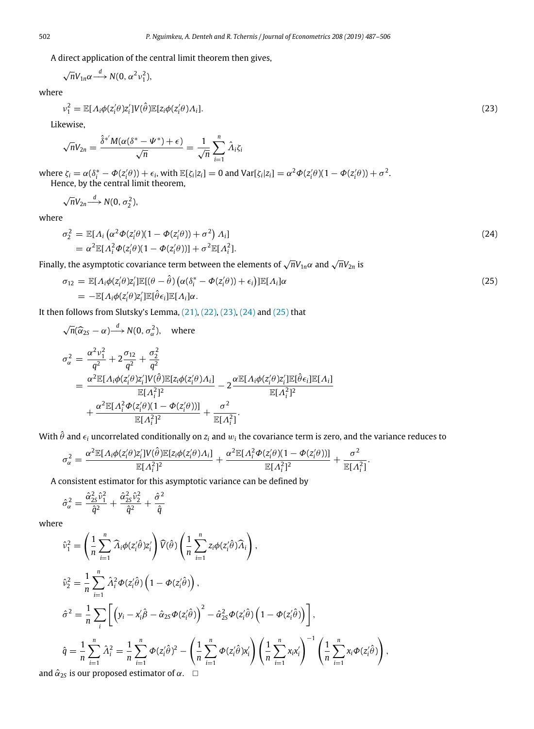A direct application of the central limit theorem then gives,

$$\sqrt{n}V_{1n}\alpha \xrightarrow{d} N(0, \alpha^2 \nu_1^2),$$

where

$$\nu_1^2 = \mathbb{E}[\Lambda_i \phi(z_i'\theta)z_i']V(\hat{\theta})\mathbb{E}[z_i\phi(z_i'\theta)\Lambda_i]. \tag{23}$$

Likewise,

$$\sqrt{n}V_{2n} = \frac{\hat{\delta}^{*'}M(\alpha(\delta^* - \Psi^*) + \epsilon)}{\sqrt{n}} = \frac{1}{\sqrt{n}}\sum_{i=1}^{n}\hat{\Lambda}_i\zeta_i$$

where $\zeta_i = \alpha(\delta_i^* - \Phi(z_i'\theta)) + \epsilon_i$, with $\mathbb{E}[\zeta_i|z_i] = 0$ and $\text{Var}[\zeta_i|z_i] = \alpha^2\Phi(z_i'\theta)(1-\Phi(z_i'\theta)) + \sigma^2$.

Hence, by the central limit theorem,

$$\sqrt{n}V_{2n} \xrightarrow{d} N(0, \sigma_2^2),$$

where

$$\begin{aligned}\sigma_2^2 &= \mathbb{E}[\Lambda_i\left(\alpha^2\Phi(z_i'\theta)(1-\Phi(z_i'\theta)) + \sigma^2\right)\Lambda_i] \\ &= \alpha^2\mathbb{E}[\Lambda_i^2\Phi(z_i'\theta)(1-\Phi(z_i'\theta))] + \sigma^2\mathbb{E}[\Lambda_i^2].\end{aligned} \tag{24}$$

Finally, the asymptotic covariance term between the elements of $\sqrt{n}V_{1n}\alpha$ and $\sqrt{n}V_{2n}$ is

$$\begin{aligned}\sigma_{12} &= \mathbb{E}[\Lambda_i\phi(z_i'\theta)z_i']\mathbb{E}[(\theta - \hat{\theta})\left(\alpha(\delta_i^* - \Phi(z_i'\theta)) + \epsilon_i\right)]\mathbb{E}[\Lambda_i]\alpha \\ &= -\mathbb{E}[\Lambda_i\phi(z_i'\theta)z_i']\mathbb{E}[\hat{\theta}\epsilon_i]\mathbb{E}[\Lambda_i]\alpha.\end{aligned} \tag{25}$$

It then follows from Slutsky's Lemma, (21), (22), (23), (24) and (25) that

$$\sqrt{n}(\widehat{\alpha}_{2S} - \alpha) \xrightarrow{d} N(0, \sigma_\alpha^2), \quad \text{where}$$

$$\begin{aligned}\sigma_\alpha^2 &= \frac{\alpha^2\nu_1^2}{q^2} + 2\frac{\sigma_{12}}{q^2} + \frac{\sigma_2^2}{q^2} \\ &= \frac{\alpha^2\mathbb{E}[\Lambda_i\phi(z_i'\theta)z_i']V(\hat{\theta})\mathbb{E}[z_i\phi(z_i'\theta)\Lambda_i]}{\mathbb{E}[\Lambda_i^2]^2} - 2\frac{\alpha\mathbb{E}[\Lambda_i\phi(z_i'\theta)z_i']\mathbb{E}[\hat{\theta}\epsilon_i]\mathbb{E}[\Lambda_i]}{\mathbb{E}[\Lambda_i^2]^2} \\ &\quad + \frac{\alpha^2\mathbb{E}[\Lambda_i^2\Phi(z_i'\theta)(1-\Phi(z_i'\theta))]}{\mathbb{E}[\Lambda_i^2]^2} + \frac{\sigma^2}{\mathbb{E}[\Lambda_i^2]}.\end{aligned}$$

With $\hat{\theta}$ and $\epsilon_i$ uncorrelated conditionally on $z_i$ and $w_i$ the covariance term is zero, and the variance reduces to

$$\sigma_\alpha^2 = \frac{\alpha^2\mathbb{E}[\Lambda_i\phi(z_i'\theta)z_i']V(\hat{\theta})\mathbb{E}[z_i\phi(z_i'\theta)\Lambda_i]}{\mathbb{E}[\Lambda_i^2]^2} + \frac{\alpha^2\mathbb{E}[\Lambda_i^2\Phi(z_i'\theta)(1-\Phi(z_i'\theta))]}{\mathbb{E}[\Lambda_i^2]^2} + \frac{\sigma^2}{\mathbb{E}[\Lambda_i^2]}.$$

A consistent estimator for this asymptotic variance can be defined by

$$\hat{\sigma}_\alpha^2 = \frac{\hat{\alpha}_{2S}^2\hat{\nu}_1^2}{\hat{q}^2} + \frac{\hat{\alpha}_{2S}^2\hat{\nu}_2^2}{\hat{q}^2} + \frac{\hat{\sigma}^2}{\hat{q}}$$

where

$$\hat{\nu}_1^2 = \left(\frac{1}{n}\sum_{i=1}^{n}\widehat{\Lambda}_i\phi(z_i'\hat{\theta})z_i'\right)\widehat{V}(\hat{\theta})\left(\frac{1}{n}\sum_{i=1}^{n}z_i\phi(z_i'\hat{\theta})\widehat{\Lambda}_i\right),$$

$$\hat{\nu}_2^2 = \frac{1}{n}\sum_{i=1}^{n}\hat{\Lambda}_i^2\Phi(z_i'\hat{\theta})\left(1-\Phi(z_i'\hat{\theta})\right),$$

$$\hat{\sigma}^2 = \frac{1}{n}\sum_i\left[\left(y_i - x_i'\hat{\beta} - \hat{\alpha}_{2S}\Phi(z_i'\hat{\theta})\right)^2 - \hat{\alpha}_{2S}^2\Phi(z_i'\hat{\theta})\left(1-\Phi(z_i'\hat{\theta})\right)\right],$$

$$\hat{q} = \frac{1}{n}\sum_{i=1}^{n}\hat{\Lambda}_i^2 = \frac{1}{n}\sum_{i=1}^{n}\Phi(z_i'\hat{\theta})^2 - \left(\frac{1}{n}\sum_{i=1}^{n}\Phi(z_i'\hat{\theta})x_i'\right)\left(\frac{1}{n}\sum_{i=1}^{n}x_ix_i'\right)^{-1}\left(\frac{1}{n}\sum_{i=1}^{n}x_i\Phi(z_i'\hat{\theta})\right),$$

and $\hat{\alpha}_{2S}$ is our proposed estimator of $\alpha$. □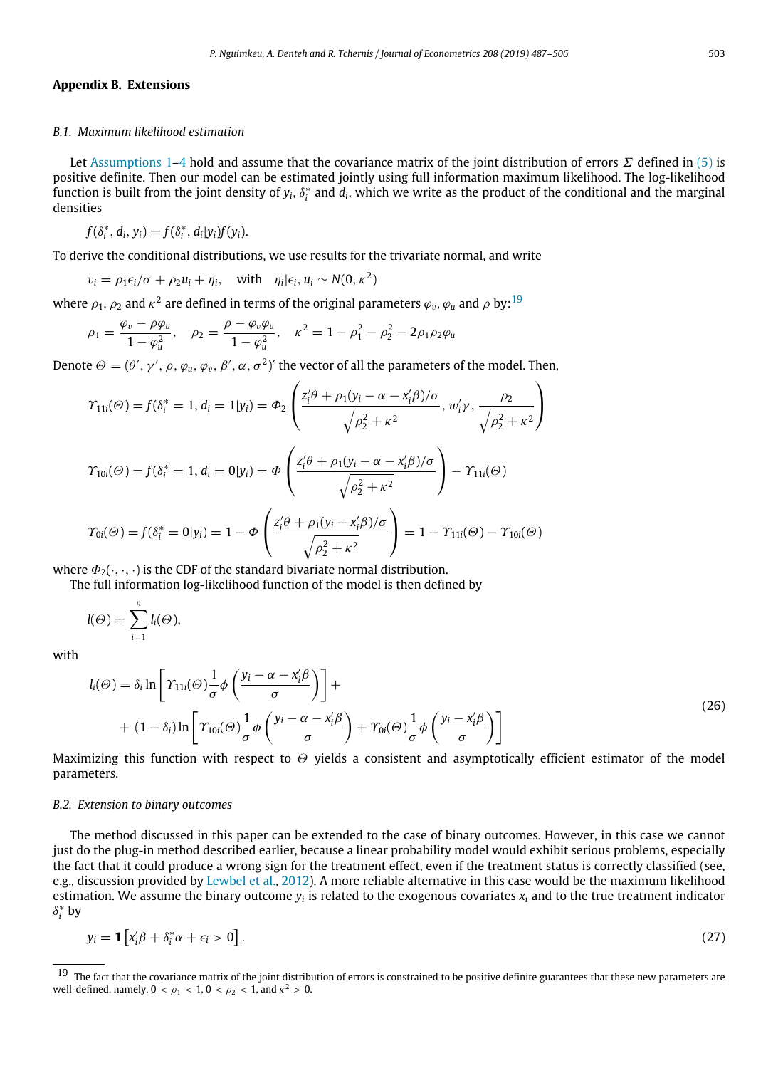## Appendix B. Extensions

### B.1. Maximum likelihood estimation

Let Assumptions 1–4 hold and assume that the covariance matrix of the joint distribution of errors $\Sigma$ defined in (5) is positive definite. Then our model can be estimated jointly using full information maximum likelihood. The log-likelihood function is built from the joint density of $y_i$, $\delta_i^*$ and $d_i$, which we write as the product of the conditional and the marginal densities

$$f(\delta_i^*, d_i, y_i) = f(\delta_i^*, d_i|y_i)f(y_i).$$

To derive the conditional distributions, we use results for the trivariate normal, and write

$$v_i = \rho_1\epsilon_i/\sigma + \rho_2 u_i + \eta_i, \quad \text{with} \quad \eta_i|\epsilon_i, u_i \sim N(0, \kappa^2)$$

where $\rho_1$, $\rho_2$ and $\kappa^2$ are defined in terms of the original parameters $\varphi_v$, $\varphi_u$ and $\rho$ by:[19]

$$\rho_1 = \frac{\varphi_v - \rho\varphi_u}{1-\varphi_u^2}, \quad \rho_2 = \frac{\rho - \varphi_v\varphi_u}{1-\varphi_u^2}, \quad \kappa^2 = 1 - \rho_1^2 - \rho_2^2 - 2\rho_1\rho_2\varphi_u$$

Denote $\Theta = (\theta', \gamma', \rho, \varphi_u, \varphi_v, \beta', \alpha, \sigma^2)'$ the vector of all the parameters of the model. Then,

$$\Upsilon_{11i}(\Theta) = f(\delta_i^* = 1, d_i = 1|y_i) = \Phi_2\left(\frac{z_i'\theta + \rho_1(y_i - \alpha - x_i'\beta)/\sigma}{\sqrt{\rho_2^2+\kappa^2}}, w_i'\gamma, \frac{\rho_2}{\sqrt{\rho_2^2+\kappa^2}}\right)$$

$$\Upsilon_{10i}(\Theta) = f(\delta_i^* = 1, d_i = 0|y_i) = \Phi\left(\frac{z_i'\theta + \rho_1(y_i - \alpha - x_i'\beta)/\sigma}{\sqrt{\rho_2^2+\kappa^2}}\right) - \Upsilon_{11i}(\Theta)$$

$$\Upsilon_{0i}(\Theta) = f(\delta_i^* = 0|y_i) = 1 - \Phi\left(\frac{z_i'\theta + \rho_1(y_i - x_i'\beta)/\sigma}{\sqrt{\rho_2^2+\kappa^2}}\right) = 1 - \Upsilon_{11i}(\Theta) - \Upsilon_{10i}(\Theta)$$

where $\Phi_2(\cdot,\cdot,\cdot)$ is the CDF of the standard bivariate normal distribution.

The full information log-likelihood function of the model is then defined by

$$l(\Theta) = \sum_{i=1}^{n} l_i(\Theta),$$

with

$$\begin{aligned} l_i(\Theta) &= \delta_i \ln\left[\Upsilon_{11i}(\Theta)\frac{1}{\sigma}\phi\left(\frac{y_i - \alpha - x_i'\beta}{\sigma}\right)\right] + \\ &+ (1-\delta_i)\ln\left[\Upsilon_{10i}(\Theta)\frac{1}{\sigma}\phi\left(\frac{y_i - \alpha - x_i'\beta}{\sigma}\right) + \Upsilon_{0i}(\Theta)\frac{1}{\sigma}\phi\left(\frac{y_i - x_i'\beta}{\sigma}\right)\right] \end{aligned} \tag{26}$$

Maximizing this function with respect to $\Theta$ yields a consistent and asymptotically efficient estimator of the model parameters.

### B.2. Extension to binary outcomes

The method discussed in this paper can be extended to the case of binary outcomes. However, in this case we cannot just do the plug-in method described earlier, because a linear probability model would exhibit serious problems, especially the fact that it could produce a wrong sign for the treatment effect, even if the treatment status is correctly classified (see, e.g., discussion provided by Lewbel et al., 2012). A more reliable alternative in this case would be the maximum likelihood estimation. We assume the binary outcome $y_i$ is related to the exogenous covariates $x_i$ and to the true treatment indicator $\delta_i^*$ by

$$y_i = \mathbf{1}\left[x_i'\beta + \delta_i^*\alpha + \epsilon_i > 0\right]. \tag{27}$$

[19] The fact that the covariance matrix of the joint distribution of errors is constrained to be positive definite guarantees that these new parameters are well-defined, namely, $0 < \rho_1 < 1$, $0 < \rho_2 < 1$, and $\kappa^2 > 0$.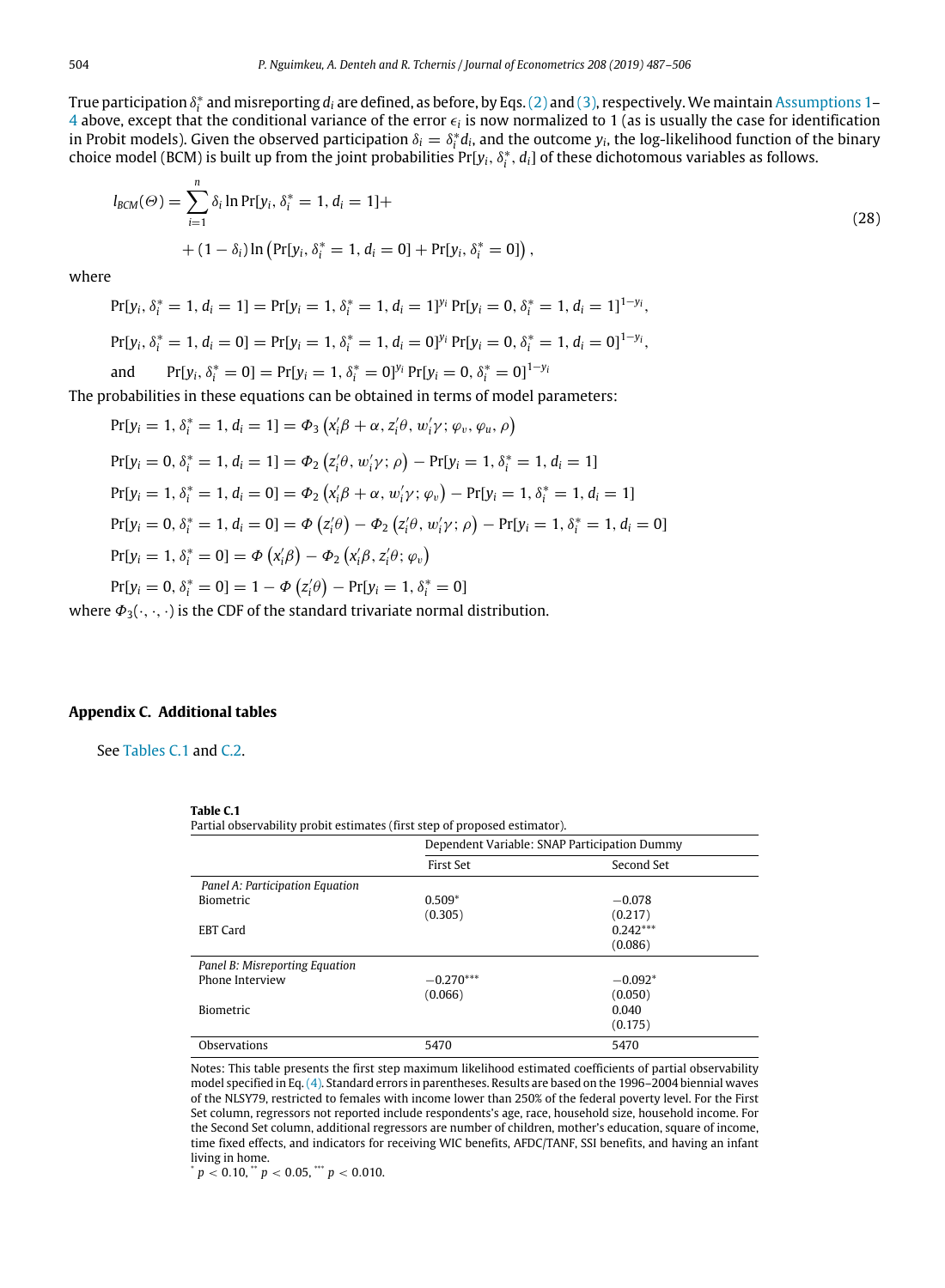True participation $\delta_i^*$ and misreporting $d_i$ are defined, as before, by Eqs. (2) and (3), respectively. We maintain Assumptions 1–4 above, except that the conditional variance of the error $\epsilon_i$ is now normalized to 1 (as is usually the case for identification in Probit models). Given the observed participation $\delta_i = \delta_i^* d_i$, and the outcome $y_i$, the log-likelihood function of the binary choice model (BCM) is built up from the joint probabilities $\Pr[y_i, \delta_i^*, d_i]$ of these dichotomous variables as follows.

$$
\begin{aligned}
l_{BCM}(\Theta) = \sum_{i=1}^{n} & \delta_i \ln \Pr[y_i, \delta_i^* = 1, d_i = 1] + \\
& + (1 - \delta_i) \ln \left( \Pr[y_i, \delta_i^* = 1, d_i = 0] + \Pr[y_i, \delta_i^* = 0] \right),
\end{aligned} \tag{28}
$$

where

$$\Pr[y_i, \delta_i^* = 1, d_i = 1] = \Pr[y_i = 1, \delta_i^* = 1, d_i = 1]^{y_i} \Pr[y_i = 0, \delta_i^* = 1, d_i = 1]^{1-y_i},$$

$$\Pr[y_i, \delta_i^* = 1, d_i = 0] = \Pr[y_i = 1, \delta_i^* = 1, d_i = 0]^{y_i} \Pr[y_i = 0, \delta_i^* = 1, d_i = 0]^{1-y_i},$$

and $\quad \Pr[y_i, \delta_i^* = 0] = \Pr[y_i = 1, \delta_i^* = 0]^{y_i} \Pr[y_i = 0, \delta_i^* = 0]^{1-y_i}$

The probabilities in these equations can be obtained in terms of model parameters:

$$\Pr[y_i = 1, \delta_i^* = 1, d_i = 1] = \Phi_3 \left( x_i'\beta + \alpha, z_i'\theta, w_i'\gamma; \varphi_v, \varphi_u, \rho \right)$$

$$\Pr[y_i = 0, \delta_i^* = 1, d_i = 1] = \Phi_2 \left( z_i'\theta, w_i'\gamma; \rho \right) - \Pr[y_i = 1, \delta_i^* = 1, d_i = 1]$$

$$\Pr[y_i = 1, \delta_i^* = 1, d_i = 0] = \Phi_2 \left( x_i'\beta + \alpha, w_i'\gamma; \varphi_v \right) - \Pr[y_i = 1, \delta_i^* = 1, d_i = 1]$$

$$\Pr[y_i = 0, \delta_i^* = 1, d_i = 0] = \Phi \left( z_i'\theta \right) - \Phi_2 \left( z_i'\theta, w_i'\gamma; \rho \right) - \Pr[y_i = 1, \delta_i^* = 1, d_i = 0]$$

$$\Pr[y_i = 1, \delta_i^* = 0] = \Phi \left( x_i'\beta \right) - \Phi_2 \left( x_i'\beta, z_i'\theta; \varphi_v \right)$$

$$\Pr[y_i = 0, \delta_i^* = 0] = 1 - \Phi \left( z_i'\theta \right) - \Pr[y_i = 1, \delta_i^* = 0]$$

where $\Phi_3(\cdot, \cdot, \cdot)$ is the CDF of the standard trivariate normal distribution.

## Appendix C. Additional tables

See Tables C.1 and C.2.

**Table C.1**
Partial observability probit estimates (first step of proposed estimator).

| | Dependent Variable: SNAP Participation Dummy | |
|---|---|---|
| | First Set | Second Set |
| *Panel A: Participation Equation* | | |
| Biometric | 0.509* | −0.078 |
| | (0.305) | (0.217) |
| EBT Card | | 0.242*** |
| | | (0.086) |
| *Panel B: Misreporting Equation* | | |
| Phone Interview | −0.270*** | −0.092* |
| | (0.066) | (0.050) |
| Biometric | | 0.040 |
| | | (0.175) |
| Observations | 5470 | 5470 |

Notes: This table presents the first step maximum likelihood estimated coefficients of partial observability model specified in Eq. (4). Standard errors in parentheses. Results are based on the 1996–2004 biennial waves of the NLSY79, restricted to females with income lower than 250% of the federal poverty level. For the First Set column, regressors not reported include respondents's age, race, household size, household income. For the Second Set column, additional regressors are number of children, mother's education, square of income, time fixed effects, and indicators for receiving WIC benefits, AFDC/TANF, SSI benefits, and having an infant living in home.
* $p < 0.10$, ** $p < 0.05$, *** $p < 0.010$.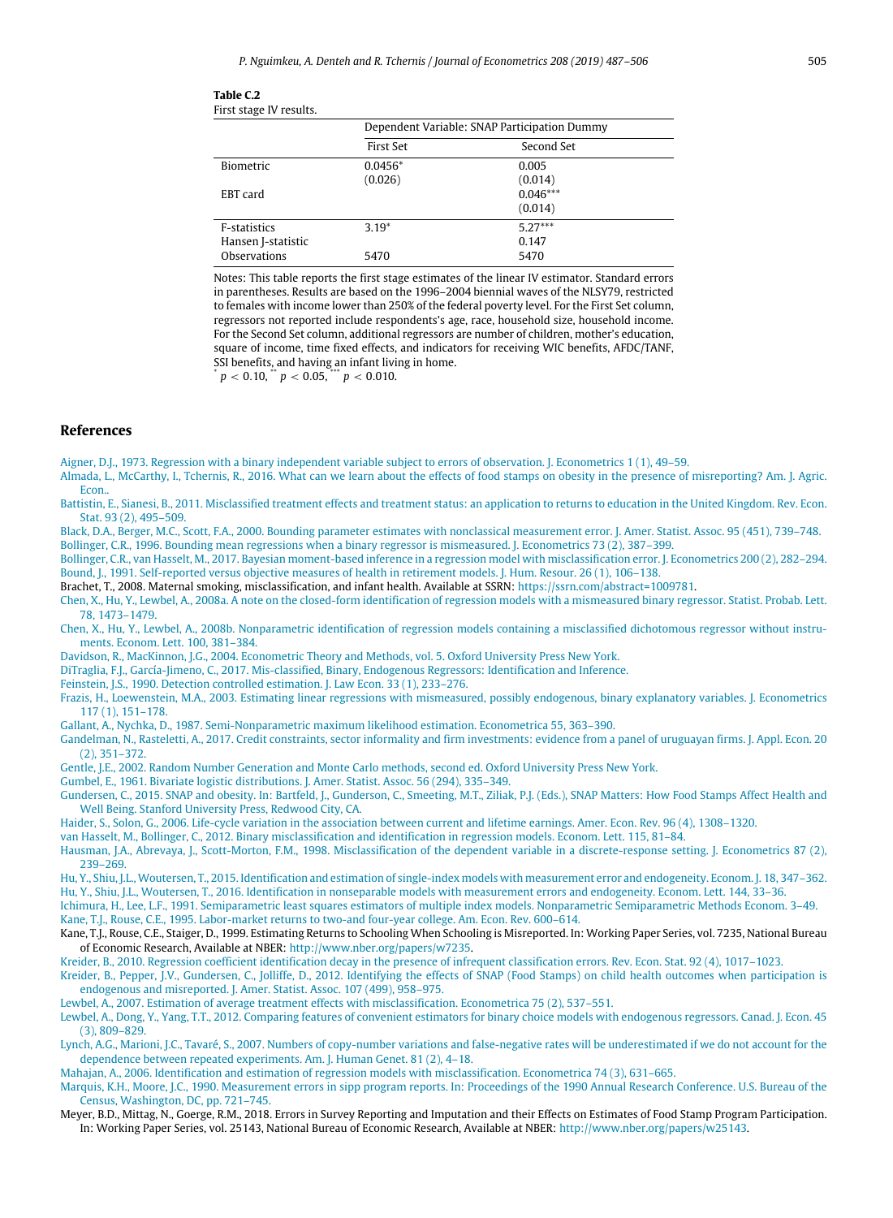**Table C.2**
First stage IV results.

| | Dependent Variable: SNAP Participation Dummy | |
|---|---|---|
| | First Set | Second Set |
| Biometric | 0.0456* | 0.005 |
| | (0.026) | (0.014) |
| EBT card | | 0.046*** |
| | | (0.014) |
| F-statistics | 3.19* | 5.27*** |
| Hansen J-statistic | | 0.147 |
| Observations | 5470 | 5470 |

Notes: This table reports the first stage estimates of the linear IV estimator. Standard errors in parentheses. Results are based on the 1996–2004 biennial waves of the NLSY79, restricted to females with income lower than 250% of the federal poverty level. For the First Set column, regressors not reported include respondents's age, race, household size, household income. For the Second Set column, additional regressors are number of children, mother's education, square of income, time fixed effects, and indicators for receiving WIC benefits, AFDC/TANF, SSI benefits, and having an infant living in home.
* $p < 0.10$, ** $p < 0.05$, *** $p < 0.010$.

## References

Aigner, D.J., 1973. Regression with a binary independent variable subject to errors of observation. J. Econometrics 1 (1), 49–59.

Almada, L., McCarthy, I., Tchernis, R., 2016. What can we learn about the effects of food stamps on obesity in the presence of misreporting? Am. J. Agric. Econ..

Battistin, E., Sianesi, B., 2011. Misclassified treatment effects and treatment status: an application to returns to education in the United Kingdom. Rev. Econ. Stat. 93 (2), 495–509.

Black, D.A., Berger, M.C., Scott, F.A., 2000. Bounding parameter estimates with nonclassical measurement error. J. Amer. Statist. Assoc. 95 (451), 739–748.

Bollinger, C.R., 1996. Bounding mean regressions when a binary regressor is mismeasured. J. Econometrics 73 (2), 387–399.

Bollinger, C.R., van Hasselt, M., 2017. Bayesian moment-based inference in a regression model with misclassification error. J. Econometrics 200 (2), 282–294.

Bound, J., 1991. Self-reported versus objective measures of health in retirement models. J. Hum. Resour. 26 (1), 106–138.

Brachet, T., 2008. Maternal smoking, misclassification, and infant health. Available at SSRN: https://ssrn.com/abstract=1009781.

Chen, X., Hu, Y., Lewbel, A., 2008a. A note on the closed-form identification of regression models with a mismeasured binary regressor. Statist. Probab. Lett. 78, 1473–1479.

Chen, X., Hu, Y., Lewbel, A., 2008b. Nonparametric identification of regression models containing a misclassified dichotomous regressor without instruments. Econom. Lett. 100, 381–384.

Davidson, R., MacKinnon, J.G., 2004. Econometric Theory and Methods, vol. 5. Oxford University Press New York.

DiTraglia, F.J., García-Jimeno, C., 2017. Mis-classified, Binary, Endogenous Regressors: Identification and Inference.

Feinstein, J.S., 1990. Detection controlled estimation. J. Law Econ. 33 (1), 233–276.

Frazis, H., Loewenstein, M.A., 2003. Estimating linear regressions with mismeasured, possibly endogenous, binary explanatory variables. J. Econometrics 117 (1), 151–178.

Gallant, A., Nychka, D., 1987. Semi-Nonparametric maximum likelihood estimation. Econometrica 55, 363–390.

Gandelman, N., Rasteletti, A., 2017. Credit constraints, sector informality and firm investments: evidence from a panel of uruguayan firms. J. Appl. Econ. 20 (2), 351–372.

Gentle, J.E., 2002. Random Number Generation and Monte Carlo methods, second ed. Oxford University Press New York.

Gumbel, E., 1961. Bivariate logistic distributions. J. Amer. Statist. Assoc. 56 (294), 335–349.

Gundersen, C., 2015. SNAP and obesity. In: Bartfeld, J., Gunderson, C., Smeeting, M.T., Ziliak, P.J. (Eds.), SNAP Matters: How Food Stamps Affect Health and Well Being. Stanford University Press, Redwood City, CA.

Haider, S., Solon, G., 2006. Life-cycle variation in the association between current and lifetime earnings. Amer. Econ. Rev. 96 (4), 1308–1320.

van Hasselt, M., Bollinger, C., 2012. Binary misclassification and identification in regression models. Econom. Lett. 115, 81–84.

Hausman, J.A., Abrevaya, J., Scott-Morton, F.M., 1998. Misclassification of the dependent variable in a discrete-response setting. J. Econometrics 87 (2), 239–269.

Hu, Y., Shiu, J.L., Woutersen, T., 2015. Identification and estimation of single-index models with measurement error and endogeneity. Econom. J. 18, 347–362.

Hu, Y., Shiu, J.L., Woutersen, T., 2016. Identification in nonseparable models with measurement errors and endogeneity. Econom. Lett. 144, 33–36.

Ichimura, H., Lee, L.F., 1991. Semiparametric least squares estimators of multiple index models. Nonparametric Semiparametric Methods Econom. 3–49.

Kane, T.J., Rouse, C.E., 1995. Labor-market returns to two-and four-year college. Am. Econ. Rev. 600–614.

Kane, T.J., Rouse, C.E., Staiger, D., 1999. Estimating Returns to Schooling When Schooling is Misreported. In: Working Paper Series, vol. 7235, National Bureau of Economic Research, Available at NBER: http://www.nber.org/papers/w7235.

Kreider, B., 2010. Regression coefficient identification decay in the presence of infrequent classification errors. Rev. Econ. Stat. 92 (4), 1017–1023.

Kreider, B., Pepper, J.V., Gundersen, C., Jolliffe, D., 2012. Identifying the effects of SNAP (Food Stamps) on child health outcomes when participation is endogenous and misreported. J. Amer. Statist. Assoc. 107 (499), 958–975.

Lewbel, A., 2007. Estimation of average treatment effects with misclassification. Econometrica 75 (2), 537–551.

Lewbel, A., Dong, Y., Yang, T.T., 2012. Comparing features of convenient estimators for binary choice models with endogenous regressors. Canad. J. Econ. 45 (3), 809–829.

Lynch, A.G., Marioni, J.C., Tavaré, S., 2007. Numbers of copy-number variations and false-negative rates will be underestimated if we do not account for the dependence between repeated experiments. Am. J. Human Genet. 81 (2), 4–18.

Mahajan, A., 2006. Identification and estimation of regression models with misclassification. Econometrica 74 (3), 631–665.

Marquis, K.H., Moore, J.C., 1990. Measurement errors in sipp program reports. In: Proceedings of the 1990 Annual Research Conference. U.S. Bureau of the Census, Washington, DC, pp. 721–745.

Meyer, B.D., Mittag, N., Goerge, R.M., 2018. Errors in Survey Reporting and Imputation and their Effects on Estimates of Food Stamp Program Participation. In: Working Paper Series, vol. 25143, National Bureau of Economic Research, Available at NBER: http://www.nber.org/papers/w25143.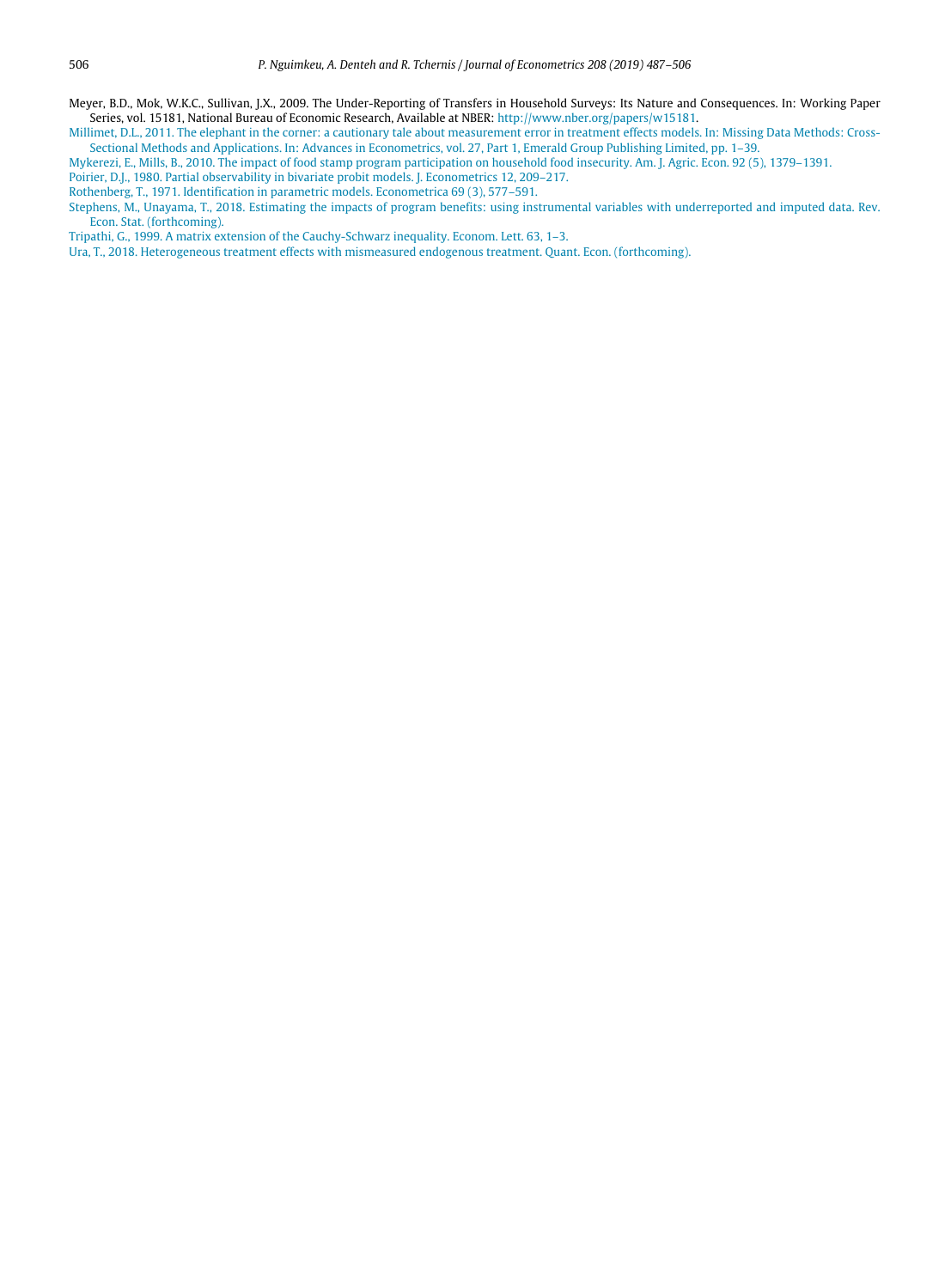Meyer, B.D., Mok, W.K.C., Sullivan, J.X., 2009. The Under-Reporting of Transfers in Household Surveys: Its Nature and Consequences. In: Working Paper Series, vol. 15181, National Bureau of Economic Research, Available at NBER: http://www.nber.org/papers/w15181.

Millimet, D.L., 2011. The elephant in the corner: a cautionary tale about measurement error in treatment effects models. In: Missing Data Methods: Cross-Sectional Methods and Applications. In: Advances in Econometrics, vol. 27, Part 1, Emerald Group Publishing Limited, pp. 1–39.

Mykerezi, E., Mills, B., 2010. The impact of food stamp program participation on household food insecurity. Am. J. Agric. Econ. 92 (5), 1379–1391.

Poirier, D.J., 1980. Partial observability in bivariate probit models. J. Econometrics 12, 209–217.

Rothenberg, T., 1971. Identification in parametric models. Econometrica 69 (3), 577–591.

Stephens, M., Unayama, T., 2018. Estimating the impacts of program benefits: using instrumental variables with underreported and imputed data. Rev. Econ. Stat. (forthcoming).

Tripathi, G., 1999. A matrix extension of the Cauchy-Schwarz inequality. Econom. Lett. 63, 1–3.

Ura, T., 2018. Heterogeneous treatment effects with mismeasured endogenous treatment. Quant. Econ. (forthcoming).